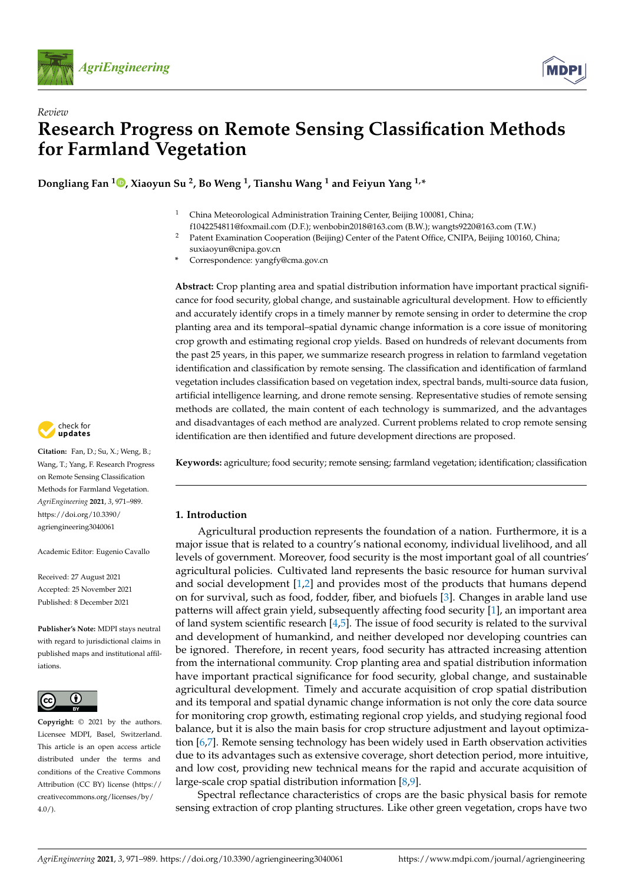*Review*

# Research Progress on Remote Sensing Classification Methods for Farmland Vegetation

**Dongliang Fan [1], Xiaoyun Su [2], Bo Weng [1], Tianshu Wang [1] and Feiyun Yang [1,*]**

[1] China Meteorological Administration Training Center, Beijing 100081, China; f1042254811@foxmail.com (D.F.); wenbobin2018@163.com (B.W.); wangts9220@163.com (T.W.)

[2] Patent Examination Cooperation (Beijing) Center of the Patent Office, CNIPA, Beijing 100160, China; suxiaoyun@cnipa.gov.cn

* Correspondence: yangfy@cma.gov.cn

**Abstract:** Crop planting area and spatial distribution information have important practical significance for food security, global change, and sustainable agricultural development. How to efficiently and accurately identify crops in a timely manner by remote sensing in order to determine the crop planting area and its temporal–spatial dynamic change information is a core issue of monitoring crop growth and estimating regional crop yields. Based on hundreds of relevant documents from the past 25 years, in this paper, we summarize research progress in relation to farmland vegetation identification and classification by remote sensing. The classification and identification of farmland vegetation includes classification based on vegetation index, spectral bands, multi-source data fusion, artificial intelligence learning, and drone remote sensing. Representative studies of remote sensing methods are collated, the main content of each technology is summarized, and the advantages and disadvantages of each method are analyzed. Current problems related to crop remote sensing identification are then identified and future development directions are proposed.

**Keywords:** agriculture; food security; remote sensing; farmland vegetation; identification; classification

**Citation:** Fan, D.; Su, X.; Weng, B.; Wang, T.; Yang, F. Research Progress on Remote Sensing Classification Methods for Farmland Vegetation. *AgriEngineering* **2021**, *3*, 971–989. https://doi.org/10.3390/agriengineering3040061

Academic Editor: Eugenio Cavallo

Received: 27 August 2021
Accepted: 25 November 2021
Published: 8 December 2021

**Publisher's Note:** MDPI stays neutral with regard to jurisdictional claims in published maps and institutional affiliations.

**Copyright:** © 2021 by the authors. Licensee MDPI, Basel, Switzerland. This article is an open access article distributed under the terms and conditions of the Creative Commons Attribution (CC BY) license (https://creativecommons.org/licenses/by/4.0/).

## 1. Introduction

Agricultural production represents the foundation of a nation. Furthermore, it is a major issue that is related to a country's national economy, individual livelihood, and all levels of government. Moreover, food security is the most important goal of all countries' agricultural policies. Cultivated land represents the basic resource for human survival and social development [1,2] and provides most of the products that humans depend on for survival, such as food, fodder, fiber, and biofuels [3]. Changes in arable land use patterns will affect grain yield, subsequently affecting food security [1], an important area of land system scientific research [4,5]. The issue of food security is related to the survival and development of humankind, and neither developed nor developing countries can be ignored. Therefore, in recent years, food security has attracted increasing attention from the international community. Crop planting area and spatial distribution information have important practical significance for food security, global change, and sustainable agricultural development. Timely and accurate acquisition of crop spatial distribution and its temporal and spatial dynamic change information is not only the core data source for monitoring crop growth, estimating regional crop yields, and studying regional food balance, but it is also the main basis for crop structure adjustment and layout optimization [6,7]. Remote sensing technology has been widely used in Earth observation activities due to its advantages such as extensive coverage, short detection period, more intuitive, and low cost, providing new technical means for the rapid and accurate acquisition of large-scale crop spatial distribution information [8,9].

Spectral reflectance characteristics of crops are the basic physical basis for remote sensing extraction of crop planting structures. Like other green vegetation, crops have two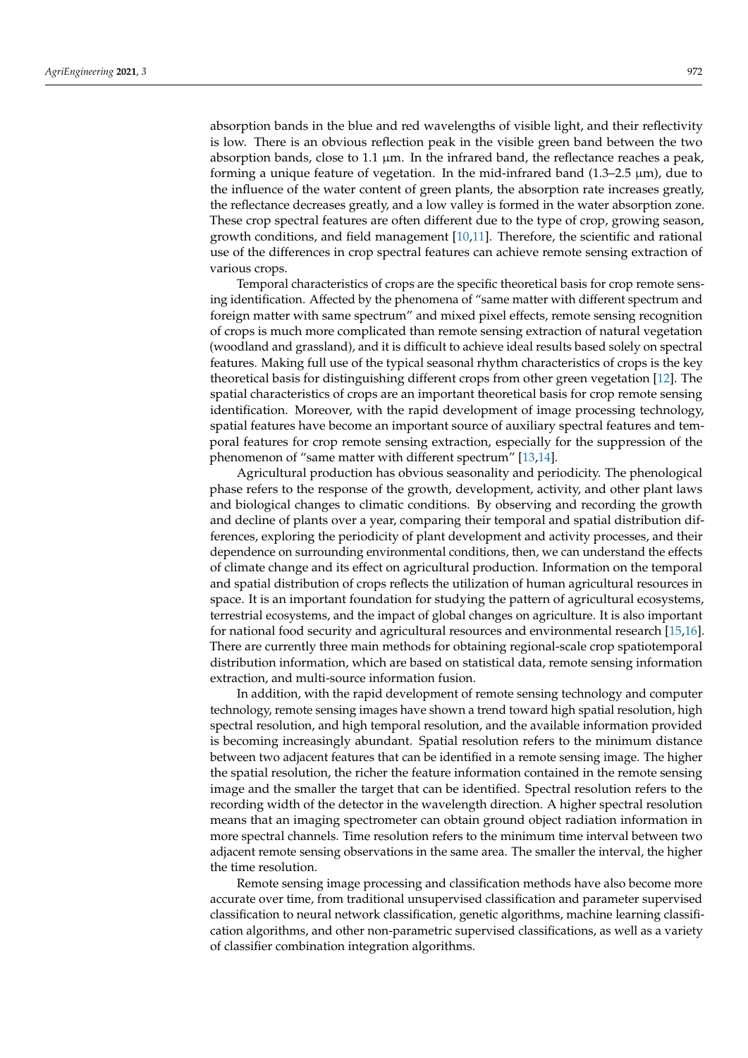absorption bands in the blue and red wavelengths of visible light, and their reflectivity is low. There is an obvious reflection peak in the visible green band between the two absorption bands, close to 1.1 μm. In the infrared band, the reflectance reaches a peak, forming a unique feature of vegetation. In the mid-infrared band (1.3–2.5 μm), due to the influence of the water content of green plants, the absorption rate increases greatly, the reflectance decreases greatly, and a low valley is formed in the water absorption zone. These crop spectral features are often different due to the type of crop, growing season, growth conditions, and field management [10,11]. Therefore, the scientific and rational use of the differences in crop spectral features can achieve remote sensing extraction of various crops.

Temporal characteristics of crops are the specific theoretical basis for crop remote sensing identification. Affected by the phenomena of "same matter with different spectrum and foreign matter with same spectrum" and mixed pixel effects, remote sensing recognition of crops is much more complicated than remote sensing extraction of natural vegetation (woodland and grassland), and it is difficult to achieve ideal results based solely on spectral features. Making full use of the typical seasonal rhythm characteristics of crops is the key theoretical basis for distinguishing different crops from other green vegetation [12]. The spatial characteristics of crops are an important theoretical basis for crop remote sensing identification. Moreover, with the rapid development of image processing technology, spatial features have become an important source of auxiliary spectral features and temporal features for crop remote sensing extraction, especially for the suppression of the phenomenon of "same matter with different spectrum" [13,14].

Agricultural production has obvious seasonality and periodicity. The phenological phase refers to the response of the growth, development, activity, and other plant laws and biological changes to climatic conditions. By observing and recording the growth and decline of plants over a year, comparing their temporal and spatial distribution differences, exploring the periodicity of plant development and activity processes, and their dependence on surrounding environmental conditions, then, we can understand the effects of climate change and its effect on agricultural production. Information on the temporal and spatial distribution of crops reflects the utilization of human agricultural resources in space. It is an important foundation for studying the pattern of agricultural ecosystems, terrestrial ecosystems, and the impact of global changes on agriculture. It is also important for national food security and agricultural resources and environmental research [15,16]. There are currently three main methods for obtaining regional-scale crop spatiotemporal distribution information, which are based on statistical data, remote sensing information extraction, and multi-source information fusion.

In addition, with the rapid development of remote sensing technology and computer technology, remote sensing images have shown a trend toward high spatial resolution, high spectral resolution, and high temporal resolution, and the available information provided is becoming increasingly abundant. Spatial resolution refers to the minimum distance between two adjacent features that can be identified in a remote sensing image. The higher the spatial resolution, the richer the feature information contained in the remote sensing image and the smaller the target that can be identified. Spectral resolution refers to the recording width of the detector in the wavelength direction. A higher spectral resolution means that an imaging spectrometer can obtain ground object radiation information in more spectral channels. Time resolution refers to the minimum time interval between two adjacent remote sensing observations in the same area. The smaller the interval, the higher the time resolution.

Remote sensing image processing and classification methods have also become more accurate over time, from traditional unsupervised classification and parameter supervised classification to neural network classification, genetic algorithms, machine learning classification algorithms, and other non-parametric supervised classifications, as well as a variety of classifier combination integration algorithms.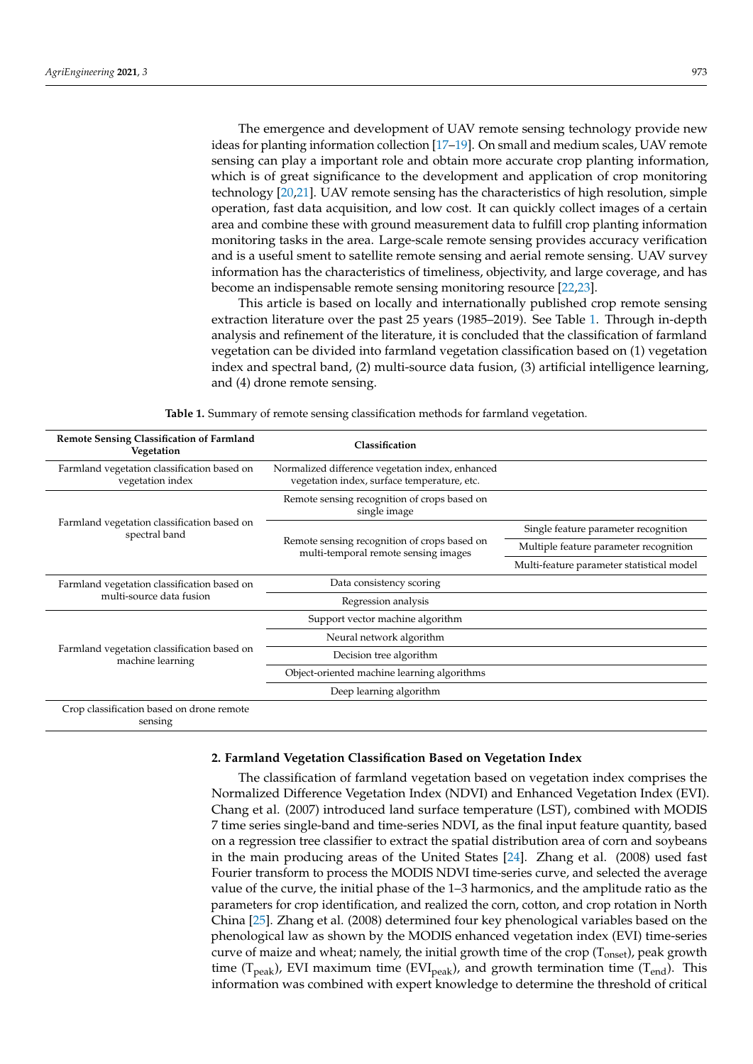The emergence and development of UAV remote sensing technology provide new ideas for planting information collection [17–19]. On small and medium scales, UAV remote sensing can play a important role and obtain more accurate crop planting information, which is of great significance to the development and application of crop monitoring technology [20,21]. UAV remote sensing has the characteristics of high resolution, simple operation, fast data acquisition, and low cost. It can quickly collect images of a certain area and combine these with ground measurement data to fulfill crop planting information monitoring tasks in the area. Large-scale remote sensing provides accuracy verification and is a useful sment to satellite remote sensing and aerial remote sensing. UAV survey information has the characteristics of timeliness, objectivity, and large coverage, and has become an indispensable remote sensing monitoring resource [22,23].

This article is based on locally and internationally published crop remote sensing extraction literature over the past 25 years (1985–2019). See Table 1. Through in-depth analysis and refinement of the literature, it is concluded that the classification of farmland vegetation can be divided into farmland vegetation classification based on (1) vegetation index and spectral band, (2) multi-source data fusion, (3) artificial intelligence learning, and (4) drone remote sensing.

**Table 1.** Summary of remote sensing classification methods for farmland vegetation.

| Remote Sensing Classification of Farmland Vegetation | Classification | |
|---|---|---|
| Farmland vegetation classification based on vegetation index | Normalized difference vegetation index, enhanced vegetation index, surface temperature, etc. | |
| Farmland vegetation classification based on spectral band | Remote sensing recognition of crops based on single image | |
| | Remote sensing recognition of crops based on multi-temporal remote sensing images | Single feature parameter recognition |
| | | Multiple feature parameter recognition |
| | | Multi-feature parameter statistical model |
| Farmland vegetation classification based on multi-source data fusion | Data consistency scoring | |
| | Regression analysis | |
| Farmland vegetation classification based on machine learning | Support vector machine algorithm | |
| | Neural network algorithm | |
| | Decision tree algorithm | |
| | Object-oriented machine learning algorithms | |
| | Deep learning algorithm | |
| Crop classification based on drone remote sensing | | |

## 2. Farmland Vegetation Classification Based on Vegetation Index

The classification of farmland vegetation based on vegetation index comprises the Normalized Difference Vegetation Index (NDVI) and Enhanced Vegetation Index (EVI). Chang et al. (2007) introduced land surface temperature (LST), combined with MODIS 7 time series single-band and time-series NDVI, as the final input feature quantity, based on a regression tree classifier to extract the spatial distribution area of corn and soybeans in the main producing areas of the United States [24]. Zhang et al. (2008) used fast Fourier transform to process the MODIS NDVI time-series curve, and selected the average value of the curve, the initial phase of the 1–3 harmonics, and the amplitude ratio as the parameters for crop identification, and realized the corn, cotton, and crop rotation in North China [25]. Zhang et al. (2008) determined four key phenological variables based on the phenological law as shown by the MODIS enhanced vegetation index (EVI) time-series curve of maize and wheat; namely, the initial growth time of the crop ($T_{onset}$), peak growth time ($T_{peak}$), EVI maximum time ($EVI_{peak}$), and growth termination time ($T_{end}$). This information was combined with expert knowledge to determine the threshold of critical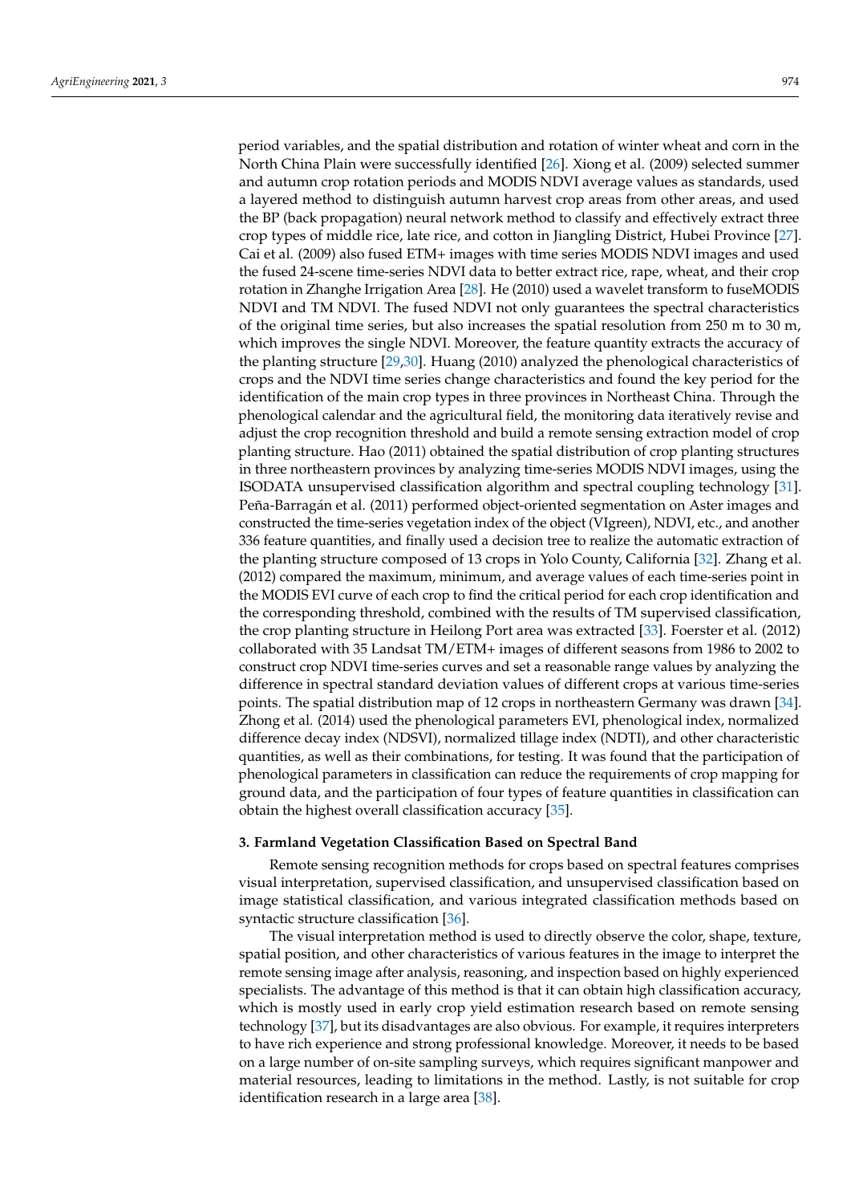period variables, and the spatial distribution and rotation of winter wheat and corn in the North China Plain were successfully identified [26]. Xiong et al. (2009) selected summer and autumn crop rotation periods and MODIS NDVI average values as standards, used a layered method to distinguish autumn harvest crop areas from other areas, and used the BP (back propagation) neural network method to classify and effectively extract three crop types of middle rice, late rice, and cotton in Jiangling District, Hubei Province [27]. Cai et al. (2009) also fused ETM+ images with time series MODIS NDVI images and used the fused 24-scene time-series NDVI data to better extract rice, rape, wheat, and their crop rotation in Zhanghe Irrigation Area [28]. He (2010) used a wavelet transform to fuseMODIS NDVI and TM NDVI. The fused NDVI not only guarantees the spectral characteristics of the original time series, but also increases the spatial resolution from 250 m to 30 m, which improves the single NDVI. Moreover, the feature quantity extracts the accuracy of the planting structure [29,30]. Huang (2010) analyzed the phenological characteristics of crops and the NDVI time series change characteristics and found the key period for the identification of the main crop types in three provinces in Northeast China. Through the phenological calendar and the agricultural field, the monitoring data iteratively revise and adjust the crop recognition threshold and build a remote sensing extraction model of crop planting structure. Hao (2011) obtained the spatial distribution of crop planting structures in three northeastern provinces by analyzing time-series MODIS NDVI images, using the ISODATA unsupervised classification algorithm and spectral coupling technology [31]. Peña-Barragán et al. (2011) performed object-oriented segmentation on Aster images and constructed the time-series vegetation index of the object (VIgreen), NDVI, etc., and another 336 feature quantities, and finally used a decision tree to realize the automatic extraction of the planting structure composed of 13 crops in Yolo County, California [32]. Zhang et al. (2012) compared the maximum, minimum, and average values of each time-series point in the MODIS EVI curve of each crop to find the critical period for each crop identification and the corresponding threshold, combined with the results of TM supervised classification, the crop planting structure in Heilong Port area was extracted [33]. Foerster et al. (2012) collaborated with 35 Landsat TM/ETM+ images of different seasons from 1986 to 2002 to construct crop NDVI time-series curves and set a reasonable range values by analyzing the difference in spectral standard deviation values of different crops at various time-series points. The spatial distribution map of 12 crops in northeastern Germany was drawn [34]. Zhong et al. (2014) used the phenological parameters EVI, phenological index, normalized difference decay index (NDSVI), normalized tillage index (NDTI), and other characteristic quantities, as well as their combinations, for testing. It was found that the participation of phenological parameters in classification can reduce the requirements of crop mapping for ground data, and the participation of four types of feature quantities in classification can obtain the highest overall classification accuracy [35].

## 3. Farmland Vegetation Classification Based on Spectral Band

Remote sensing recognition methods for crops based on spectral features comprises visual interpretation, supervised classification, and unsupervised classification based on image statistical classification, and various integrated classification methods based on syntactic structure classification [36].

The visual interpretation method is used to directly observe the color, shape, texture, spatial position, and other characteristics of various features in the image to interpret the remote sensing image after analysis, reasoning, and inspection based on highly experienced specialists. The advantage of this method is that it can obtain high classification accuracy, which is mostly used in early crop yield estimation research based on remote sensing technology [37], but its disadvantages are also obvious. For example, it requires interpreters to have rich experience and strong professional knowledge. Moreover, it needs to be based on a large number of on-site sampling surveys, which requires significant manpower and material resources, leading to limitations in the method. Lastly, is not suitable for crop identification research in a large area [38].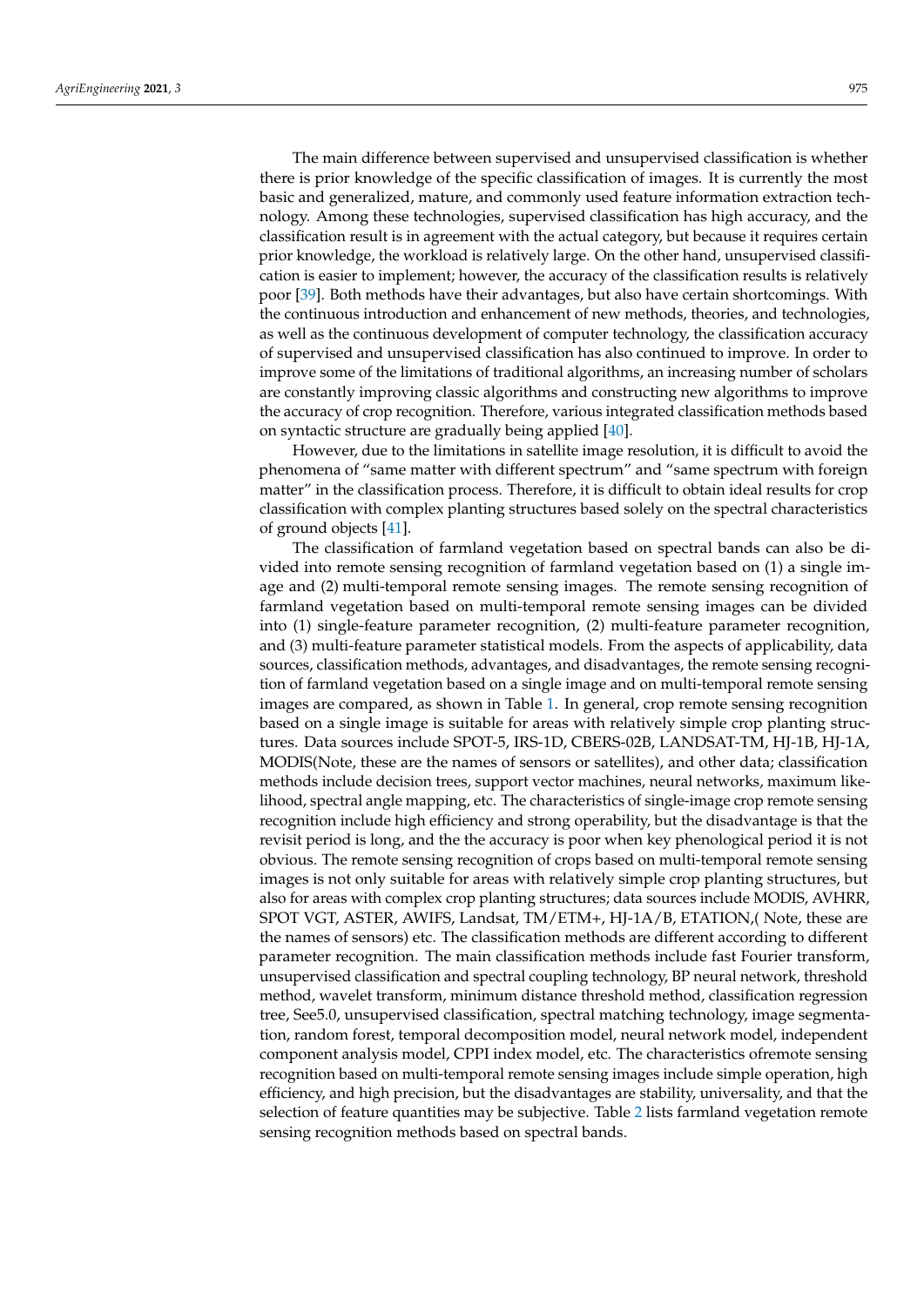The main difference between supervised and unsupervised classification is whether there is prior knowledge of the specific classification of images. It is currently the most basic and generalized, mature, and commonly used feature information extraction technology. Among these technologies, supervised classification has high accuracy, and the classification result is in agreement with the actual category, but because it requires certain prior knowledge, the workload is relatively large. On the other hand, unsupervised classification is easier to implement; however, the accuracy of the classification results is relatively poor [39]. Both methods have their advantages, but also have certain shortcomings. With the continuous introduction and enhancement of new methods, theories, and technologies, as well as the continuous development of computer technology, the classification accuracy of supervised and unsupervised classification has also continued to improve. In order to improve some of the limitations of traditional algorithms, an increasing number of scholars are constantly improving classic algorithms and constructing new algorithms to improve the accuracy of crop recognition. Therefore, various integrated classification methods based on syntactic structure are gradually being applied [40].

However, due to the limitations in satellite image resolution, it is difficult to avoid the phenomena of "same matter with different spectrum" and "same spectrum with foreign matter" in the classification process. Therefore, it is difficult to obtain ideal results for crop classification with complex planting structures based solely on the spectral characteristics of ground objects [41].

The classification of farmland vegetation based on spectral bands can also be divided into remote sensing recognition of farmland vegetation based on (1) a single image and (2) multi-temporal remote sensing images. The remote sensing recognition of farmland vegetation based on multi-temporal remote sensing images can be divided into (1) single-feature parameter recognition, (2) multi-feature parameter recognition, and (3) multi-feature parameter statistical models. From the aspects of applicability, data sources, classification methods, advantages, and disadvantages, the remote sensing recognition of farmland vegetation based on a single image and on multi-temporal remote sensing images are compared, as shown in Table 1. In general, crop remote sensing recognition based on a single image is suitable for areas with relatively simple crop planting structures. Data sources include SPOT-5, IRS-1D, CBERS-02B, LANDSAT-TM, HJ-1B, HJ-1A, MODIS(Note, these are the names of sensors or satellites), and other data; classification methods include decision trees, support vector machines, neural networks, maximum likelihood, spectral angle mapping, etc. The characteristics of single-image crop remote sensing recognition include high efficiency and strong operability, but the disadvantage is that the revisit period is long, and the the accuracy is poor when key phenological period it is not obvious. The remote sensing recognition of crops based on multi-temporal remote sensing images is not only suitable for areas with relatively simple crop planting structures, but also for areas with complex crop planting structures; data sources include MODIS, AVHRR, SPOT VGT, ASTER, AWIFS, Landsat, TM/ETM+, HJ-1A/B, ETATION,( Note, these are the names of sensors) etc. The classification methods are different according to different parameter recognition. The main classification methods include fast Fourier transform, unsupervised classification and spectral coupling technology, BP neural network, threshold method, wavelet transform, minimum distance threshold method, classification regression tree, See5.0, unsupervised classification, spectral matching technology, image segmentation, random forest, temporal decomposition model, neural network model, independent component analysis model, CPPI index model, etc. The characteristics ofremote sensing recognition based on multi-temporal remote sensing images include simple operation, high efficiency, and high precision, but the disadvantages are stability, universality, and that the selection of feature quantities may be subjective. Table 2 lists farmland vegetation remote sensing recognition methods based on spectral bands.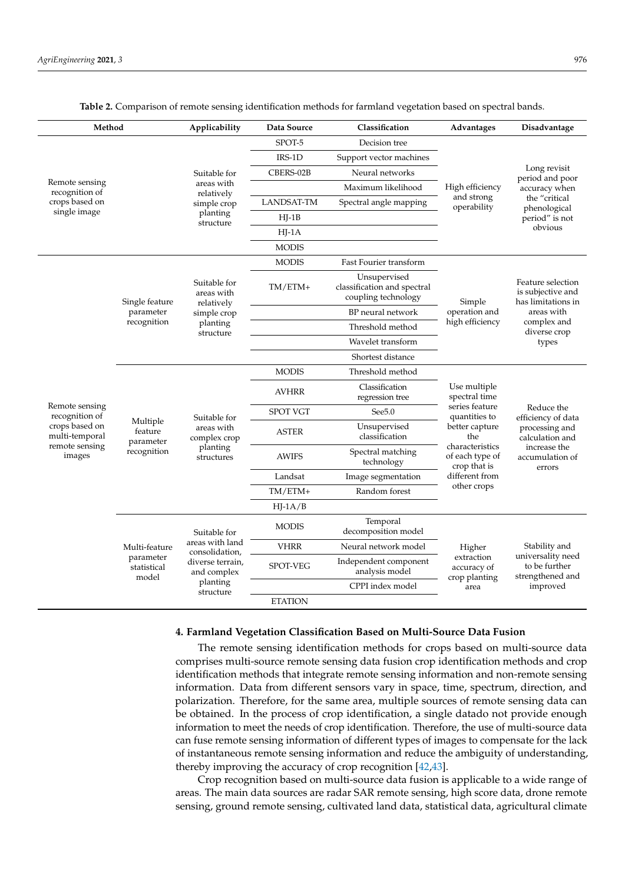**Table 2.** Comparison of remote sensing identification methods for farmland vegetation based on spectral bands.

| Method | | Applicability | Data Source | Classification | Advantages | Disadvantage |
|---|---|---|---|---|---|---|
| Remote sensing recognition of crops based on single image | | Suitable for areas with relatively simple crop planting structure | SPOT-5 | Decision tree | High efficiency and strong operability | Long revisit period and poor accuracy when the "critical phenological period" is not obvious |
| | | | IRS-1D | Support vector machines | | |
| | | | CBERS-02B | Neural networks | | |
| | | | | Maximum likelihood | | |
| | | | LANDSAT-TM | Spectral angle mapping | | |
| | | | HJ-1B | | | |
| | | | HJ-1A | | | |
| | | | MODIS | | | |
| Remote sensing recognition of crops based on multi-temporal remote sensing images | Single feature parameter recognition | Suitable for areas with relatively simple crop planting structure | MODIS | Fast Fourier transform | Simple operation and high efficiency | Feature selection is subjective and has limitations in areas with complex and diverse crop types |
| | | | TM/ETM+ | Unsupervised classification and spectral coupling technology | | |
| | | | | BP neural network | | |
| | | | | Threshold method | | |
| | | | | Wavelet transform | | |
| | | | | Shortest distance | | |
| | Multiple feature parameter recognition | Suitable for areas with complex crop planting structures | MODIS | Threshold method | Use multiple spectral time series feature quantities to better capture the characteristics of each type of crop that is different from other crops | Reduce the efficiency of data processing and calculation and increase the accumulation of errors |
| | | | AVHRR | Classification regression tree | | |
| | | | SPOT VGT | See5.0 | | |
| | | | ASTER | Unsupervised classification | | |
| | | | AWIFS | Spectral matching technology | | |
| | | | Landsat | Image segmentation | | |
| | | | TM/ETM+ | Random forest | | |
| | | | HJ-1A/B | | | |
| | Multi-feature parameter statistical model | Suitable for areas with land consolidation, diverse terrain, and complex planting structure | MODIS | Temporal decomposition model | Higher extraction accuracy of crop planting area | Stability and universality need to be further strengthened and improved |
| | | | VHRR | Neural network model | | |
| | | | SPOT-VEG | Independent component analysis model | | |
| | | | | CPPI index model | | |
| | | | ETATION | | | |

## 4. Farmland Vegetation Classification Based on Multi-Source Data Fusion

The remote sensing identification methods for crops based on multi-source data comprises multi-source remote sensing data fusion crop identification methods and crop identification methods that integrate remote sensing information and non-remote sensing information. Data from different sensors vary in space, time, spectrum, direction, and polarization. Therefore, for the same area, multiple sources of remote sensing data can be obtained. In the process of crop identification, a single datado not provide enough information to meet the needs of crop identification. Therefore, the use of multi-source data can fuse remote sensing information of different types of images to compensate for the lack of instantaneous remote sensing information and reduce the ambiguity of understanding, thereby improving the accuracy of crop recognition [42,43].

Crop recognition based on multi-source data fusion is applicable to a wide range of areas. The main data sources are radar SAR remote sensing, high score data, drone remote sensing, ground remote sensing, cultivated land data, statistical data, agricultural climate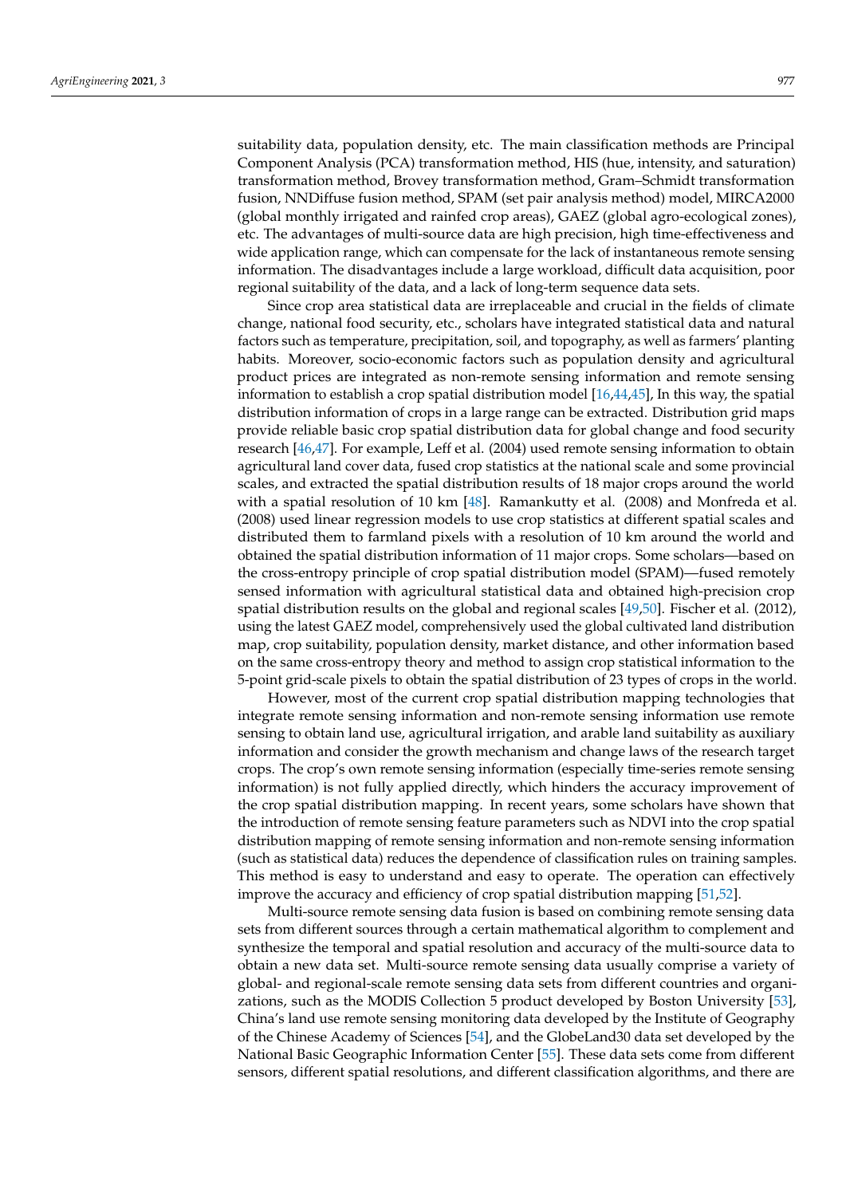suitability data, population density, etc. The main classification methods are Principal Component Analysis (PCA) transformation method, HIS (hue, intensity, and saturation) transformation method, Brovey transformation method, Gram–Schmidt transformation fusion, NNDiffuse fusion method, SPAM (set pair analysis method) model, MIRCA2000 (global monthly irrigated and rainfed crop areas), GAEZ (global agro-ecological zones), etc. The advantages of multi-source data are high precision, high time-effectiveness and wide application range, which can compensate for the lack of instantaneous remote sensing information. The disadvantages include a large workload, difficult data acquisition, poor regional suitability of the data, and a lack of long-term sequence data sets.

Since crop area statistical data are irreplaceable and crucial in the fields of climate change, national food security, etc., scholars have integrated statistical data and natural factors such as temperature, precipitation, soil, and topography, as well as farmers' planting habits. Moreover, socio-economic factors such as population density and agricultural product prices are integrated as non-remote sensing information and remote sensing information to establish a crop spatial distribution model [16,44,45], In this way, the spatial distribution information of crops in a large range can be extracted. Distribution grid maps provide reliable basic crop spatial distribution data for global change and food security research [46,47]. For example, Leff et al. (2004) used remote sensing information to obtain agricultural land cover data, fused crop statistics at the national scale and some provincial scales, and extracted the spatial distribution results of 18 major crops around the world with a spatial resolution of 10 km [48]. Ramankutty et al. (2008) and Monfreda et al. (2008) used linear regression models to use crop statistics at different spatial scales and distributed them to farmland pixels with a resolution of 10 km around the world and obtained the spatial distribution information of 11 major crops. Some scholars—based on the cross-entropy principle of crop spatial distribution model (SPAM)—fused remotely sensed information with agricultural statistical data and obtained high-precision crop spatial distribution results on the global and regional scales [49,50]. Fischer et al. (2012), using the latest GAEZ model, comprehensively used the global cultivated land distribution map, crop suitability, population density, market distance, and other information based on the same cross-entropy theory and method to assign crop statistical information to the 5-point grid-scale pixels to obtain the spatial distribution of 23 types of crops in the world.

However, most of the current crop spatial distribution mapping technologies that integrate remote sensing information and non-remote sensing information use remote sensing to obtain land use, agricultural irrigation, and arable land suitability as auxiliary information and consider the growth mechanism and change laws of the research target crops. The crop's own remote sensing information (especially time-series remote sensing information) is not fully applied directly, which hinders the accuracy improvement of the crop spatial distribution mapping. In recent years, some scholars have shown that the introduction of remote sensing feature parameters such as NDVI into the crop spatial distribution mapping of remote sensing information and non-remote sensing information (such as statistical data) reduces the dependence of classification rules on training samples. This method is easy to understand and easy to operate. The operation can effectively improve the accuracy and efficiency of crop spatial distribution mapping [51,52].

Multi-source remote sensing data fusion is based on combining remote sensing data sets from different sources through a certain mathematical algorithm to complement and synthesize the temporal and spatial resolution and accuracy of the multi-source data to obtain a new data set. Multi-source remote sensing data usually comprise a variety of global- and regional-scale remote sensing data sets from different countries and organizations, such as the MODIS Collection 5 product developed by Boston University [53], China's land use remote sensing monitoring data developed by the Institute of Geography of the Chinese Academy of Sciences [54], and the GlobeLand30 data set developed by the National Basic Geographic Information Center [55]. These data sets come from different sensors, different spatial resolutions, and different classification algorithms, and there are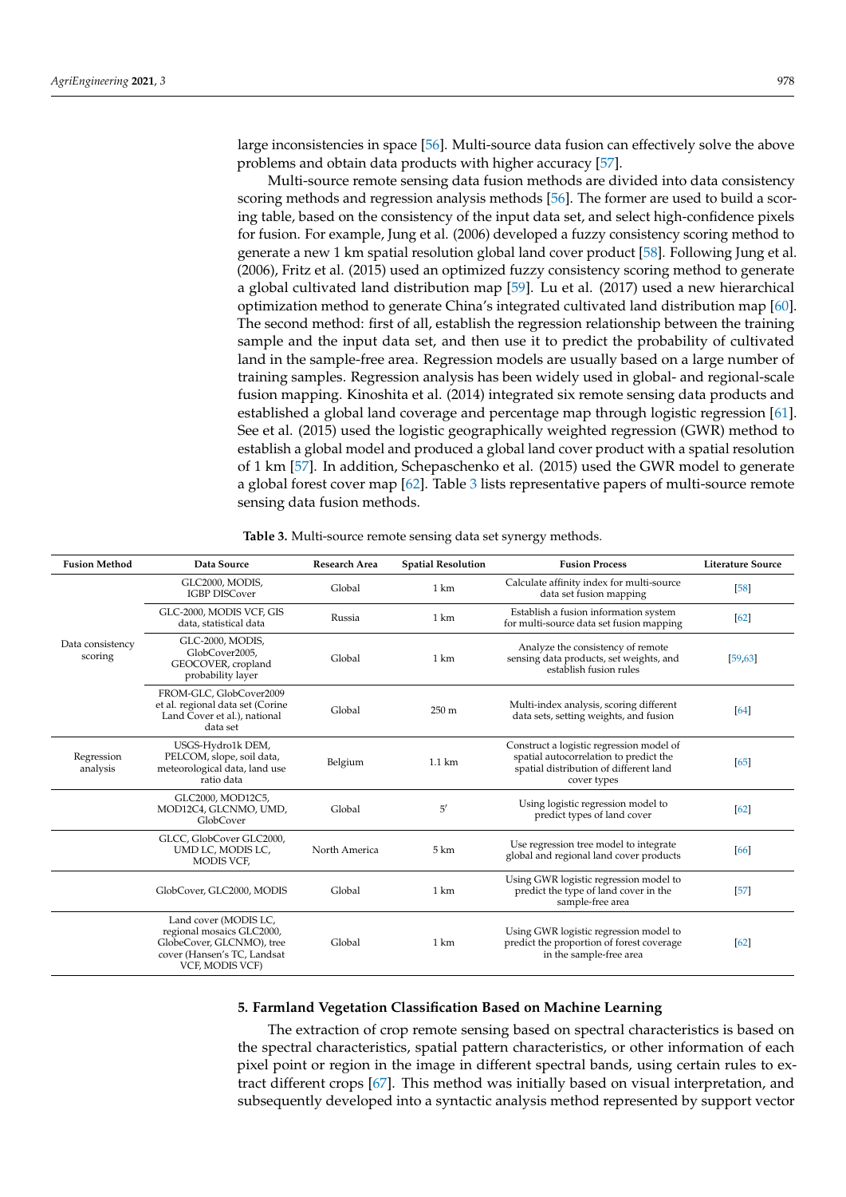large inconsistencies in space [56]. Multi-source data fusion can effectively solve the above problems and obtain data products with higher accuracy [57].

Multi-source remote sensing data fusion methods are divided into data consistency scoring methods and regression analysis methods [56]. The former are used to build a scoring table, based on the consistency of the input data set, and select high-confidence pixels for fusion. For example, Jung et al. (2006) developed a fuzzy consistency scoring method to generate a new 1 km spatial resolution global land cover product [58]. Following Jung et al. (2006), Fritz et al. (2015) used an optimized fuzzy consistency scoring method to generate a global cultivated land distribution map [59]. Lu et al. (2017) used a new hierarchical optimization method to generate China's integrated cultivated land distribution map [60]. The second method: first of all, establish the regression relationship between the training sample and the input data set, and then use it to predict the probability of cultivated land in the sample-free area. Regression models are usually based on a large number of training samples. Regression analysis has been widely used in global- and regional-scale fusion mapping. Kinoshita et al. (2014) integrated six remote sensing data products and established a global land coverage and percentage map through logistic regression [61]. See et al. (2015) used the logistic geographically weighted regression (GWR) method to establish a global model and produced a global land cover product with a spatial resolution of 1 km [57]. In addition, Schepaschenko et al. (2015) used the GWR model to generate a global forest cover map [62]. Table 3 lists representative papers of multi-source remote sensing data fusion methods.

**Table 3.** Multi-source remote sensing data set synergy methods.

| Fusion Method | Data Source | Research Area | Spatial Resolution | Fusion Process | Literature Source |
|---|---|---|---|---|---|
| Data consistency scoring | GLC2000, MODIS, IGBP DISCover | Global | 1 km | Calculate affinity index for multi-source data set fusion mapping | [58] |
| | GLC-2000, MODIS VCF, GIS data, statistical data | Russia | 1 km | Establish a fusion information system for multi-source data set fusion mapping | [62] |
| | GLC-2000, MODIS, GlobCover2005, GEOCOVER, cropland probability layer | Global | 1 km | Analyze the consistency of remote sensing data products, set weights, and establish fusion rules | [59,63] |
| | FROM-GLC, GlobCover2009 et al. regional data set (Corine Land Cover et al.), national data set | Global | 250 m | Multi-index analysis, scoring different data sets, setting weights, and fusion | [64] |
| Regression analysis | USGS-Hydro1k DEM, PELCOM, slope, soil data, meteorological data, land use ratio data | Belgium | 1.1 km | Construct a logistic regression model of spatial autocorrelation to predict the spatial distribution of different land cover types | [65] |
| | GLC2000, MOD12C5, MOD12C4, GLCNMO, UMD, GlobCover | Global | 5′ | Using logistic regression model to predict types of land cover | [62] |
| | GLCC, GlobCover GLC2000, UMD LC, MODIS LC, MODIS VCF, | North America | 5 km | Use regression tree model to integrate global and regional land cover products | [66] |
| | GlobCover, GLC2000, MODIS | Global | 1 km | Using GWR logistic regression model to predict the type of land cover in the sample-free area | [57] |
| | Land cover (MODIS LC, regional mosaics GLC2000, GlobeCover, GLCNMO), tree cover (Hansen's TC, Landsat VCF, MODIS VCF) | Global | 1 km | Using GWR logistic regression model to predict the proportion of forest coverage in the sample-free area | [62] |

## 5. Farmland Vegetation Classification Based on Machine Learning

The extraction of crop remote sensing based on spectral characteristics is based on the spectral characteristics, spatial pattern characteristics, or other information of each pixel point or region in the image in different spectral bands, using certain rules to extract different crops [67]. This method was initially based on visual interpretation, and subsequently developed into a syntactic analysis method represented by support vector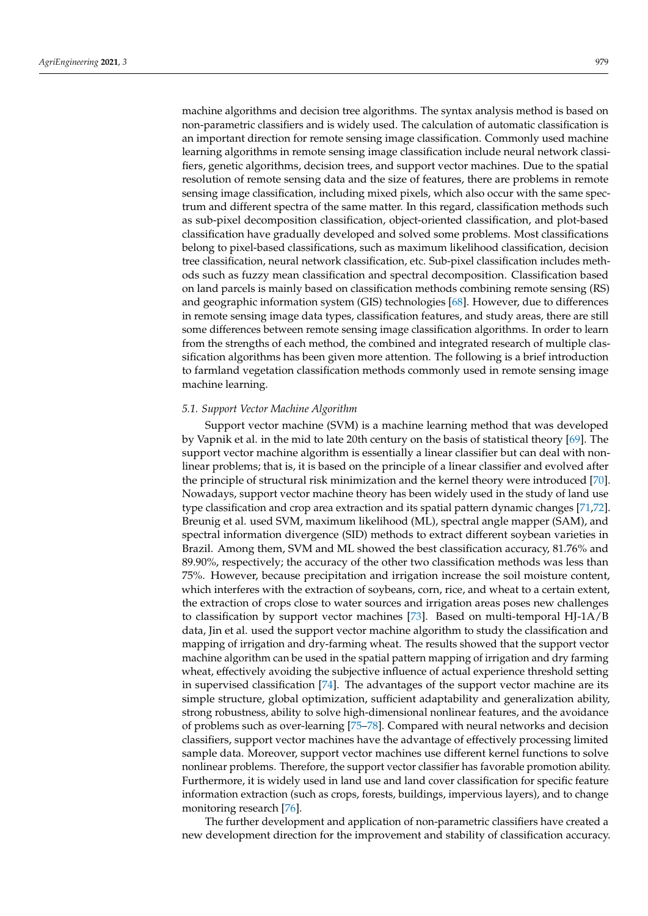machine algorithms and decision tree algorithms. The syntax analysis method is based on non-parametric classifiers and is widely used. The calculation of automatic classification is an important direction for remote sensing image classification. Commonly used machine learning algorithms in remote sensing image classification include neural network classifiers, genetic algorithms, decision trees, and support vector machines. Due to the spatial resolution of remote sensing data and the size of features, there are problems in remote sensing image classification, including mixed pixels, which also occur with the same spectrum and different spectra of the same matter. In this regard, classification methods such as sub-pixel decomposition classification, object-oriented classification, and plot-based classification have gradually developed and solved some problems. Most classifications belong to pixel-based classifications, such as maximum likelihood classification, decision tree classification, neural network classification, etc. Sub-pixel classification includes methods such as fuzzy mean classification and spectral decomposition. Classification based on land parcels is mainly based on classification methods combining remote sensing (RS) and geographic information system (GIS) technologies [68]. However, due to differences in remote sensing image data types, classification features, and study areas, there are still some differences between remote sensing image classification algorithms. In order to learn from the strengths of each method, the combined and integrated research of multiple classification algorithms has been given more attention. The following is a brief introduction to farmland vegetation classification methods commonly used in remote sensing image machine learning.

### *5.1. Support Vector Machine Algorithm*

Support vector machine (SVM) is a machine learning method that was developed by Vapnik et al. in the mid to late 20th century on the basis of statistical theory [69]. The support vector machine algorithm is essentially a linear classifier but can deal with nonlinear problems; that is, it is based on the principle of a linear classifier and evolved after the principle of structural risk minimization and the kernel theory were introduced [70]. Nowadays, support vector machine theory has been widely used in the study of land use type classification and crop area extraction and its spatial pattern dynamic changes [71,72]. Breunig et al. used SVM, maximum likelihood (ML), spectral angle mapper (SAM), and spectral information divergence (SID) methods to extract different soybean varieties in Brazil. Among them, SVM and ML showed the best classification accuracy, 81.76% and 89.90%, respectively; the accuracy of the other two classification methods was less than 75%. However, because precipitation and irrigation increase the soil moisture content, which interferes with the extraction of soybeans, corn, rice, and wheat to a certain extent, the extraction of crops close to water sources and irrigation areas poses new challenges to classification by support vector machines [73]. Based on multi-temporal HJ-1A/B data, Jin et al. used the support vector machine algorithm to study the classification and mapping of irrigation and dry-farming wheat. The results showed that the support vector machine algorithm can be used in the spatial pattern mapping of irrigation and dry farming wheat, effectively avoiding the subjective influence of actual experience threshold setting in supervised classification [74]. The advantages of the support vector machine are its simple structure, global optimization, sufficient adaptability and generalization ability, strong robustness, ability to solve high-dimensional nonlinear features, and the avoidance of problems such as over-learning [75–78]. Compared with neural networks and decision classifiers, support vector machines have the advantage of effectively processing limited sample data. Moreover, support vector machines use different kernel functions to solve nonlinear problems. Therefore, the support vector classifier has favorable promotion ability. Furthermore, it is widely used in land use and land cover classification for specific feature information extraction (such as crops, forests, buildings, impervious layers), and to change monitoring research [76].

The further development and application of non-parametric classifiers have created a new development direction for the improvement and stability of classification accuracy.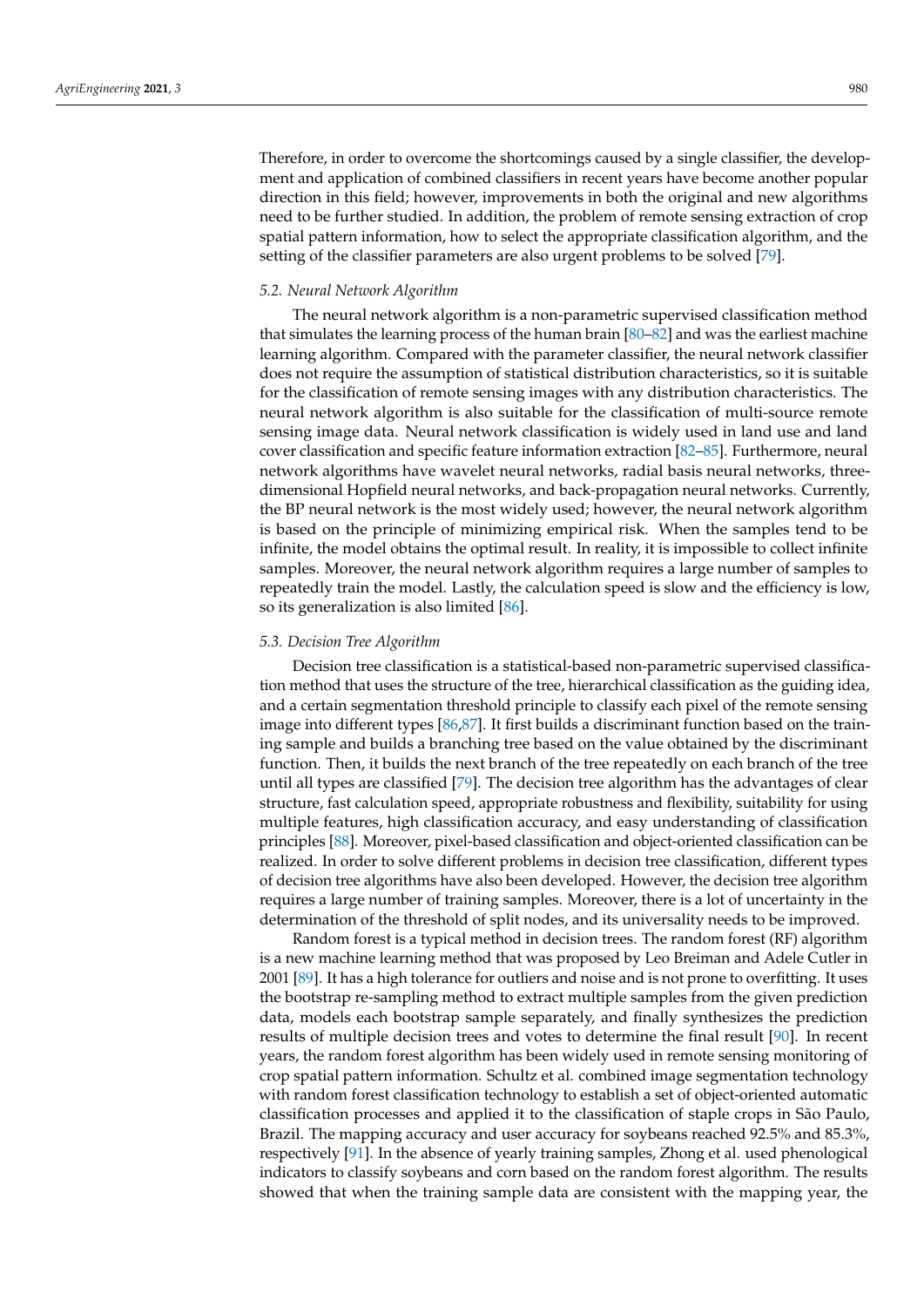Therefore, in order to overcome the shortcomings caused by a single classifier, the development and application of combined classifiers in recent years have become another popular direction in this field; however, improvements in both the original and new algorithms need to be further studied. In addition, the problem of remote sensing extraction of crop spatial pattern information, how to select the appropriate classification algorithm, and the setting of the classifier parameters are also urgent problems to be solved [79].

### 5.2. Neural Network Algorithm

The neural network algorithm is a non-parametric supervised classification method that simulates the learning process of the human brain [80–82] and was the earliest machine learning algorithm. Compared with the parameter classifier, the neural network classifier does not require the assumption of statistical distribution characteristics, so it is suitable for the classification of remote sensing images with any distribution characteristics. The neural network algorithm is also suitable for the classification of multi-source remote sensing image data. Neural network classification is widely used in land use and land cover classification and specific feature information extraction [82–85]. Furthermore, neural network algorithms have wavelet neural networks, radial basis neural networks, three-dimensional Hopfield neural networks, and back-propagation neural networks. Currently, the BP neural network is the most widely used; however, the neural network algorithm is based on the principle of minimizing empirical risk. When the samples tend to be infinite, the model obtains the optimal result. In reality, it is impossible to collect infinite samples. Moreover, the neural network algorithm requires a large number of samples to repeatedly train the model. Lastly, the calculation speed is slow and the efficiency is low, so its generalization is also limited [86].

### 5.3. Decision Tree Algorithm

Decision tree classification is a statistical-based non-parametric supervised classification method that uses the structure of the tree, hierarchical classification as the guiding idea, and a certain segmentation threshold principle to classify each pixel of the remote sensing image into different types [86,87]. It first builds a discriminant function based on the training sample and builds a branching tree based on the value obtained by the discriminant function. Then, it builds the next branch of the tree repeatedly on each branch of the tree until all types are classified [79]. The decision tree algorithm has the advantages of clear structure, fast calculation speed, appropriate robustness and flexibility, suitability for using multiple features, high classification accuracy, and easy understanding of classification principles [88]. Moreover, pixel-based classification and object-oriented classification can be realized. In order to solve different problems in decision tree classification, different types of decision tree algorithms have also been developed. However, the decision tree algorithm requires a large number of training samples. Moreover, there is a lot of uncertainty in the determination of the threshold of split nodes, and its universality needs to be improved.

Random forest is a typical method in decision trees. The random forest (RF) algorithm is a new machine learning method that was proposed by Leo Breiman and Adele Cutler in 2001 [89]. It has a high tolerance for outliers and noise and is not prone to overfitting. It uses the bootstrap re-sampling method to extract multiple samples from the given prediction data, models each bootstrap sample separately, and finally synthesizes the prediction results of multiple decision trees and votes to determine the final result [90]. In recent years, the random forest algorithm has been widely used in remote sensing monitoring of crop spatial pattern information. Schultz et al. combined image segmentation technology with random forest classification technology to establish a set of object-oriented automatic classification processes and applied it to the classification of staple crops in São Paulo, Brazil. The mapping accuracy and user accuracy for soybeans reached 92.5% and 85.3%, respectively [91]. In the absence of yearly training samples, Zhong et al. used phenological indicators to classify soybeans and corn based on the random forest algorithm. The results showed that when the training sample data are consistent with the mapping year, the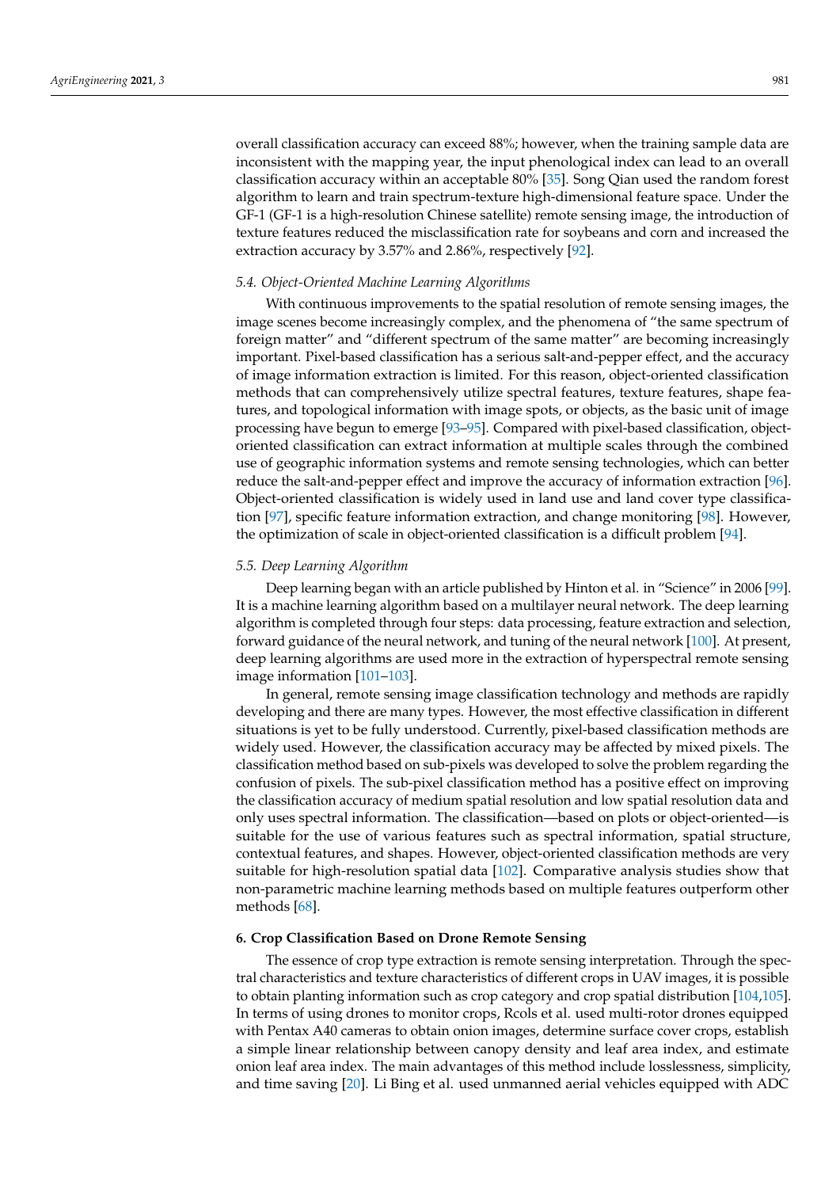overall classification accuracy can exceed 88%; however, when the training sample data are inconsistent with the mapping year, the input phenological index can lead to an overall classification accuracy within an acceptable 80% [35]. Song Qian used the random forest algorithm to learn and train spectrum-texture high-dimensional feature space. Under the GF-1 (GF-1 is a high-resolution Chinese satellite) remote sensing image, the introduction of texture features reduced the misclassification rate for soybeans and corn and increased the extraction accuracy by 3.57% and 2.86%, respectively [92].

### 5.4. Object-Oriented Machine Learning Algorithms

With continuous improvements to the spatial resolution of remote sensing images, the image scenes become increasingly complex, and the phenomena of "the same spectrum of foreign matter" and "different spectrum of the same matter" are becoming increasingly important. Pixel-based classification has a serious salt-and-pepper effect, and the accuracy of image information extraction is limited. For this reason, object-oriented classification methods that can comprehensively utilize spectral features, texture features, shape features, and topological information with image spots, or objects, as the basic unit of image processing have begun to emerge [93–95]. Compared with pixel-based classification, object-oriented classification can extract information at multiple scales through the combined use of geographic information systems and remote sensing technologies, which can better reduce the salt-and-pepper effect and improve the accuracy of information extraction [96]. Object-oriented classification is widely used in land use and land cover type classification [97], specific feature information extraction, and change monitoring [98]. However, the optimization of scale in object-oriented classification is a difficult problem [94].

### 5.5. Deep Learning Algorithm

Deep learning began with an article published by Hinton et al. in "Science" in 2006 [99]. It is a machine learning algorithm based on a multilayer neural network. The deep learning algorithm is completed through four steps: data processing, feature extraction and selection, forward guidance of the neural network, and tuning of the neural network [100]. At present, deep learning algorithms are used more in the extraction of hyperspectral remote sensing image information [101–103].

In general, remote sensing image classification technology and methods are rapidly developing and there are many types. However, the most effective classification in different situations is yet to be fully understood. Currently, pixel-based classification methods are widely used. However, the classification accuracy may be affected by mixed pixels. The classification method based on sub-pixels was developed to solve the problem regarding the confusion of pixels. The sub-pixel classification method has a positive effect on improving the classification accuracy of medium spatial resolution and low spatial resolution data and only uses spectral information. The classification—based on plots or object-oriented—is suitable for the use of various features such as spectral information, spatial structure, contextual features, and shapes. However, object-oriented classification methods are very suitable for high-resolution spatial data [102]. Comparative analysis studies show that non-parametric machine learning methods based on multiple features outperform other methods [68].

## 6. Crop Classification Based on Drone Remote Sensing

The essence of crop type extraction is remote sensing interpretation. Through the spectral characteristics and texture characteristics of different crops in UAV images, it is possible to obtain planting information such as crop category and crop spatial distribution [104,105]. In terms of using drones to monitor crops, Rcols et al. used multi-rotor drones equipped with Pentax A40 cameras to obtain onion images, determine surface cover crops, establish a simple linear relationship between canopy density and leaf area index, and estimate onion leaf area index. The main advantages of this method include losslessness, simplicity, and time saving [20]. Li Bing et al. used unmanned aerial vehicles equipped with ADC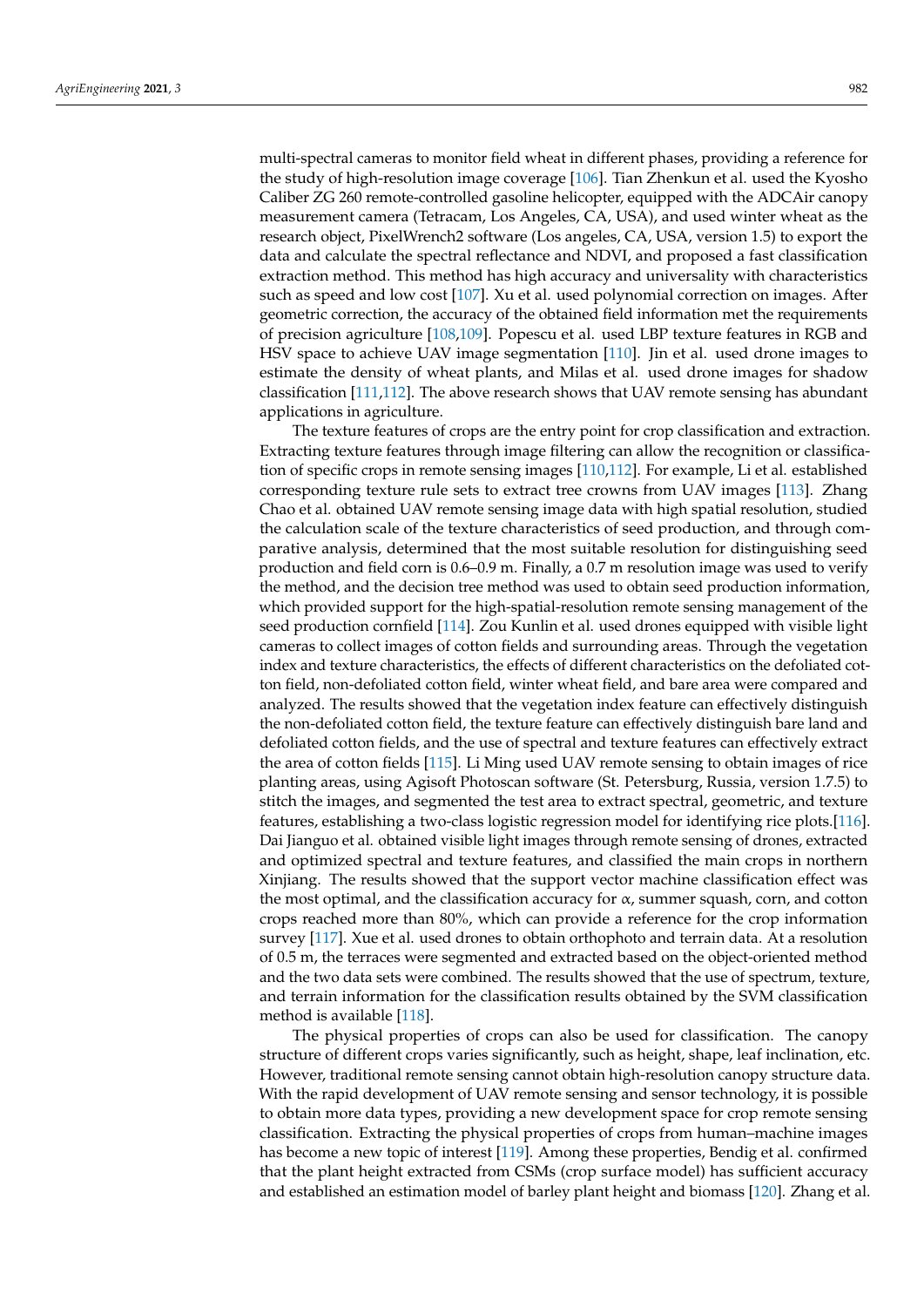multi-spectral cameras to monitor field wheat in different phases, providing a reference for the study of high-resolution image coverage [106]. Tian Zhenkun et al. used the Kyosho Caliber ZG 260 remote-controlled gasoline helicopter, equipped with the ADCAir canopy measurement camera (Tetracam, Los Angeles, CA, USA), and used winter wheat as the research object, PixelWrench2 software (Los angeles, CA, USA, version 1.5) to export the data and calculate the spectral reflectance and NDVI, and proposed a fast classification extraction method. This method has high accuracy and universality with characteristics such as speed and low cost [107]. Xu et al. used polynomial correction on images. After geometric correction, the accuracy of the obtained field information met the requirements of precision agriculture [108,109]. Popescu et al. used LBP texture features in RGB and HSV space to achieve UAV image segmentation [110]. Jin et al. used drone images to estimate the density of wheat plants, and Milas et al. used drone images for shadow classification [111,112]. The above research shows that UAV remote sensing has abundant applications in agriculture.

The texture features of crops are the entry point for crop classification and extraction. Extracting texture features through image filtering can allow the recognition or classification of specific crops in remote sensing images [110,112]. For example, Li et al. established corresponding texture rule sets to extract tree crowns from UAV images [113]. Zhang Chao et al. obtained UAV remote sensing image data with high spatial resolution, studied the calculation scale of the texture characteristics of seed production, and through comparative analysis, determined that the most suitable resolution for distinguishing seed production and field corn is 0.6–0.9 m. Finally, a 0.7 m resolution image was used to verify the method, and the decision tree method was used to obtain seed production information, which provided support for the high-spatial-resolution remote sensing management of the seed production cornfield [114]. Zou Kunlin et al. used drones equipped with visible light cameras to collect images of cotton fields and surrounding areas. Through the vegetation index and texture characteristics, the effects of different characteristics on the defoliated cotton field, non-defoliated cotton field, winter wheat field, and bare area were compared and analyzed. The results showed that the vegetation index feature can effectively distinguish the non-defoliated cotton field, the texture feature can effectively distinguish bare land and defoliated cotton fields, and the use of spectral and texture features can effectively extract the area of cotton fields [115]. Li Ming used UAV remote sensing to obtain images of rice planting areas, using Agisoft Photoscan software (St. Petersburg, Russia, version 1.7.5) to stitch the images, and segmented the test area to extract spectral, geometric, and texture features, establishing a two-class logistic regression model for identifying rice plots.[116]. Dai Jianguo et al. obtained visible light images through remote sensing of drones, extracted and optimized spectral and texture features, and classified the main crops in northern Xinjiang. The results showed that the support vector machine classification effect was the most optimal, and the classification accuracy for $\alpha$, summer squash, corn, and cotton crops reached more than 80%, which can provide a reference for the crop information survey [117]. Xue et al. used drones to obtain orthophoto and terrain data. At a resolution of 0.5 m, the terraces were segmented and extracted based on the object-oriented method and the two data sets were combined. The results showed that the use of spectrum, texture, and terrain information for the classification results obtained by the SVM classification method is available [118].

The physical properties of crops can also be used for classification. The canopy structure of different crops varies significantly, such as height, shape, leaf inclination, etc. However, traditional remote sensing cannot obtain high-resolution canopy structure data. With the rapid development of UAV remote sensing and sensor technology, it is possible to obtain more data types, providing a new development space for crop remote sensing classification. Extracting the physical properties of crops from human–machine images has become a new topic of interest [119]. Among these properties, Bendig et al. confirmed that the plant height extracted from CSMs (crop surface model) has sufficient accuracy and established an estimation model of barley plant height and biomass [120]. Zhang et al.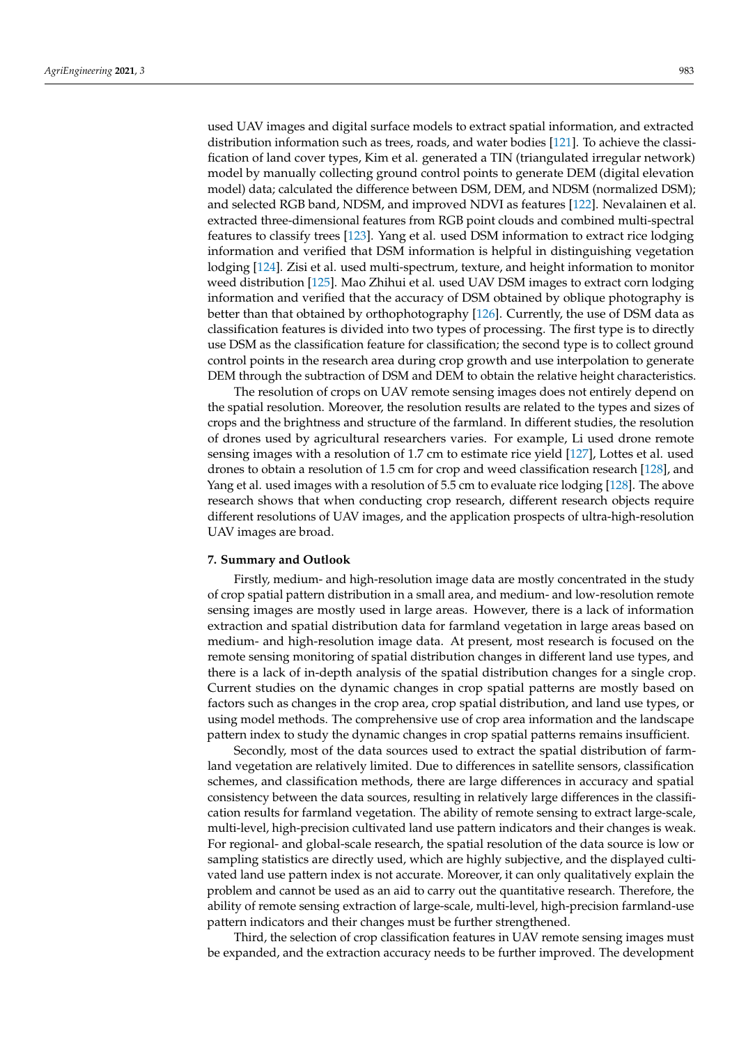used UAV images and digital surface models to extract spatial information, and extracted distribution information such as trees, roads, and water bodies [121]. To achieve the classification of land cover types, Kim et al. generated a TIN (triangulated irregular network) model by manually collecting ground control points to generate DEM (digital elevation model) data; calculated the difference between DSM, DEM, and NDSM (normalized DSM); and selected RGB band, NDSM, and improved NDVI as features [122]. Nevalainen et al. extracted three-dimensional features from RGB point clouds and combined multi-spectral features to classify trees [123]. Yang et al. used DSM information to extract rice lodging information and verified that DSM information is helpful in distinguishing vegetation lodging [124]. Zisi et al. used multi-spectrum, texture, and height information to monitor weed distribution [125]. Mao Zhihui et al. used UAV DSM images to extract corn lodging information and verified that the accuracy of DSM obtained by oblique photography is better than that obtained by orthophotography [126]. Currently, the use of DSM data as classification features is divided into two types of processing. The first type is to directly use DSM as the classification feature for classification; the second type is to collect ground control points in the research area during crop growth and use interpolation to generate DEM through the subtraction of DSM and DEM to obtain the relative height characteristics.

The resolution of crops on UAV remote sensing images does not entirely depend on the spatial resolution. Moreover, the resolution results are related to the types and sizes of crops and the brightness and structure of the farmland. In different studies, the resolution of drones used by agricultural researchers varies. For example, Li used drone remote sensing images with a resolution of 1.7 cm to estimate rice yield [127], Lottes et al. used drones to obtain a resolution of 1.5 cm for crop and weed classification research [128], and Yang et al. used images with a resolution of 5.5 cm to evaluate rice lodging [128]. The above research shows that when conducting crop research, different research objects require different resolutions of UAV images, and the application prospects of ultra-high-resolution UAV images are broad.

## 7. Summary and Outlook

Firstly, medium- and high-resolution image data are mostly concentrated in the study of crop spatial pattern distribution in a small area, and medium- and low-resolution remote sensing images are mostly used in large areas. However, there is a lack of information extraction and spatial distribution data for farmland vegetation in large areas based on medium- and high-resolution image data. At present, most research is focused on the remote sensing monitoring of spatial distribution changes in different land use types, and there is a lack of in-depth analysis of the spatial distribution changes for a single crop. Current studies on the dynamic changes in crop spatial patterns are mostly based on factors such as changes in the crop area, crop spatial distribution, and land use types, or using model methods. The comprehensive use of crop area information and the landscape pattern index to study the dynamic changes in crop spatial patterns remains insufficient.

Secondly, most of the data sources used to extract the spatial distribution of farmland vegetation are relatively limited. Due to differences in satellite sensors, classification schemes, and classification methods, there are large differences in accuracy and spatial consistency between the data sources, resulting in relatively large differences in the classification results for farmland vegetation. The ability of remote sensing to extract large-scale, multi-level, high-precision cultivated land use pattern indicators and their changes is weak. For regional- and global-scale research, the spatial resolution of the data source is low or sampling statistics are directly used, which are highly subjective, and the displayed cultivated land use pattern index is not accurate. Moreover, it can only qualitatively explain the problem and cannot be used as an aid to carry out the quantitative research. Therefore, the ability of remote sensing extraction of large-scale, multi-level, high-precision farmland-use pattern indicators and their changes must be further strengthened.

Third, the selection of crop classification features in UAV remote sensing images must be expanded, and the extraction accuracy needs to be further improved. The development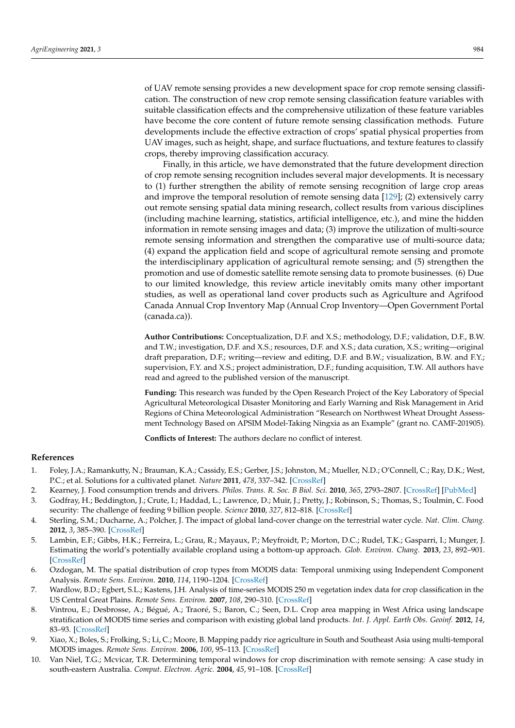of UAV remote sensing provides a new development space for crop remote sensing classification. The construction of new crop remote sensing classification feature variables with suitable classification effects and the comprehensive utilization of these feature variables have become the core content of future remote sensing classification methods. Future developments include the effective extraction of crops' spatial physical properties from UAV images, such as height, shape, and surface fluctuations, and texture features to classify crops, thereby improving classification accuracy.

Finally, in this article, we have demonstrated that the future development direction of crop remote sensing recognition includes several major developments. It is necessary to (1) further strengthen the ability of remote sensing recognition of large crop areas and improve the temporal resolution of remote sensing data [129]; (2) extensively carry out remote sensing spatial data mining research, collect results from various disciplines (including machine learning, statistics, artificial intelligence, etc.), and mine the hidden information in remote sensing images and data; (3) improve the utilization of multi-source remote sensing information and strengthen the comparative use of multi-source data; (4) expand the application field and scope of agricultural remote sensing and promote the interdisciplinary application of agricultural remote sensing; and (5) strengthen the promotion and use of domestic satellite remote sensing data to promote businesses. (6) Due to our limited knowledge, this review article inevitably omits many other important studies, as well as operational land cover products such as Agriculture and Agrifood Canada Annual Crop Inventory Map (Annual Crop Inventory—Open Government Portal (canada.ca)).

**Author Contributions:** Conceptualization, D.F. and X.S.; methodology, D.F.; validation, D.F., B.W. and T.W.; investigation, D.F. and X.S.; resources, D.F. and X.S.; data curation, X.S.; writing—original draft preparation, D.F.; writing—review and editing, D.F. and B.W.; visualization, B.W. and F.Y.; supervision, F.Y. and X.S.; project administration, D.F.; funding acquisition, T.W. All authors have read and agreed to the published version of the manuscript.

**Funding:** This research was funded by the Open Research Project of the Key Laboratory of Special Agricultural Meteorological Disaster Monitoring and Early Warning and Risk Management in Arid Regions of China Meteorological Administration "Research on Northwest Wheat Drought Assessment Technology Based on APSIM Model-Taking Ningxia as an Example" (grant no. CAMF-201905).

**Conflicts of Interest:** The authors declare no conflict of interest.

## References

1. Foley, J.A.; Ramankutty, N.; Brauman, K.A.; Cassidy, E.S.; Gerber, J.S.; Johnston, M.; Mueller, N.D.; O'Connell, C.; Ray, D.K.; West, P.C.; et al. Solutions for a cultivated planet. *Nature* **2011**, *478*, 337–342. [CrossRef]
2. Kearney, J. Food consumption trends and drivers. *Philos. Trans. R. Soc. B Biol. Sci.* **2010**, *365*, 2793–2807. [CrossRef] [PubMed]
3. Godfray, H.; Beddington, J.; Crute, I.; Haddad, L.; Lawrence, D.; Muir, J.; Pretty, J.; Robinson, S.; Thomas, S.; Toulmin, C. Food security: The challenge of feeding 9 billion people. *Science* **2010**, *327*, 812–818. [CrossRef]
4. Sterling, S.M.; Ducharne, A.; Polcher, J. The impact of global land-cover change on the terrestrial water cycle. *Nat. Clim. Chang.* **2012**, *3*, 385–390. [CrossRef]
5. Lambin, E.F.; Gibbs, H.K.; Ferreira, L.; Grau, R.; Mayaux, P.; Meyfroidt, P.; Morton, D.C.; Rudel, T.K.; Gasparri, I.; Munger, J. Estimating the world's potentially available cropland using a bottom-up approach. *Glob. Environ. Chang.* **2013**, *23*, 892–901. [CrossRef]
6. Ozdogan, M. The spatial distribution of crop types from MODIS data: Temporal unmixing using Independent Component Analysis. *Remote Sens. Environ.* **2010**, *114*, 1190–1204. [CrossRef]
7. Wardlow, B.D.; Egbert, S.L.; Kastens, J.H. Analysis of time-series MODIS 250 m vegetation index data for crop classification in the US Central Great Plains. *Remote Sens. Environ.* **2007**, *108*, 290–310. [CrossRef]
8. Vintrou, E.; Desbrosse, A.; Bégué, A.; Traoré, S.; Baron, C.; Seen, D.L. Crop area mapping in West Africa using landscape stratification of MODIS time series and comparison with existing global land products. *Int. J. Appl. Earth Obs. Geoinf.* **2012**, *14*, 83–93. [CrossRef]
9. Xiao, X.; Boles, S.; Frolking, S.; Li, C.; Moore, B. Mapping paddy rice agriculture in South and Southeast Asia using multi-temporal MODIS images. *Remote Sens. Environ.* **2006**, *100*, 95–113. [CrossRef]
10. Van Niel, T.G.; Mcvicar, T.R. Determining temporal windows for crop discrimination with remote sensing: A case study in south-eastern Australia. *Comput. Electron. Agric.* **2004**, *45*, 91–108. [CrossRef]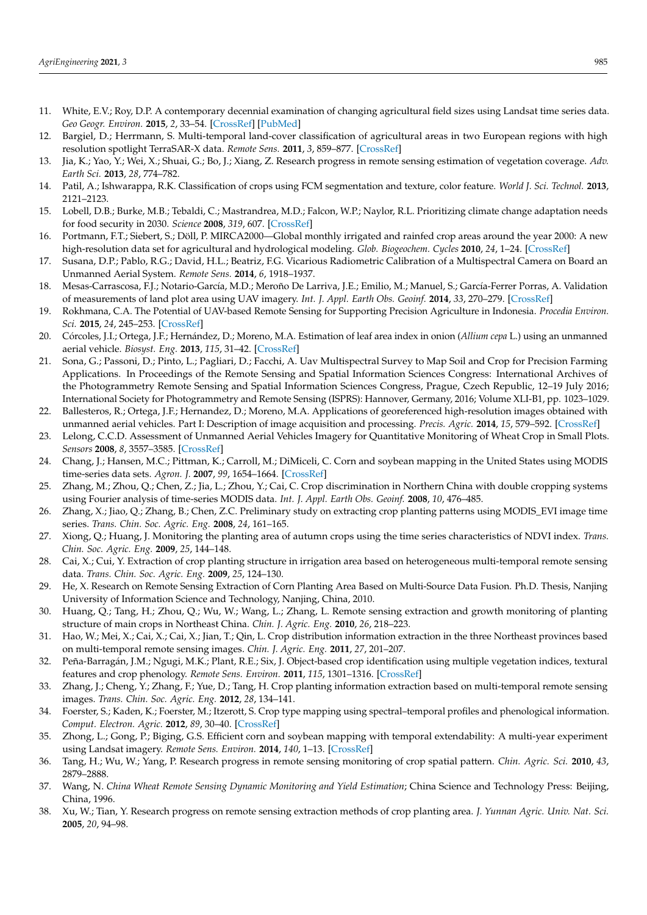11. White, E.V.; Roy, D.P. A contemporary decennial examination of changing agricultural field sizes using Landsat time series data. *Geo Geogr. Environ.* **2015**, *2*, 33–54. [CrossRef] [PubMed]
12. Bargiel, D.; Herrmann, S. Multi-temporal land-cover classification of agricultural areas in two European regions with high resolution spotlight TerraSAR-X data. *Remote Sens.* **2011**, *3*, 859–877. [CrossRef]
13. Jia, K.; Yao, Y.; Wei, X.; Shuai, G.; Bo, J.; Xiang, Z. Research progress in remote sensing estimation of vegetation coverage. *Adv. Earth Sci.* **2013**, *28*, 774–782.
14. Patil, A.; Ishwarappa, R.K. Classification of crops using FCM segmentation and texture, color feature. *World J. Sci. Technol.* **2013**, 2121–2123.
15. Lobell, D.B.; Burke, M.B.; Tebaldi, C.; Mastrandrea, M.D.; Falcon, W.P.; Naylor, R.L. Prioritizing climate change adaptation needs for food security in 2030. *Science* **2008**, *319*, 607. [CrossRef]
16. Portmann, F.T.; Siebert, S.; Döll, P. MIRCA2000—Global monthly irrigated and rainfed crop areas around the year 2000: A new high-resolution data set for agricultural and hydrological modeling. *Glob. Biogeochem. Cycles* **2010**, *24*, 1–24. [CrossRef]
17. Susana, D.P.; Pablo, R.G.; David, H.L.; Beatriz, F.G. Vicarious Radiometric Calibration of a Multispectral Camera on Board an Unmanned Aerial System. *Remote Sens.* **2014**, *6*, 1918–1937.
18. Mesas-Carrascosa, F.J.; Notario-García, M.D.; Meroño De Larriva, J.E.; Emilio, M.; Manuel, S.; García-Ferrer Porras, A. Validation of measurements of land plot area using UAV imagery. *Int. J. Appl. Earth Obs. Geoinf.* **2014**, *33*, 270–279. [CrossRef]
19. Rokhmana, C.A. The Potential of UAV-based Remote Sensing for Supporting Precision Agriculture in Indonesia. *Procedia Environ. Sci.* **2015**, *24*, 245–253. [CrossRef]
20. Córcoles, J.I.; Ortega, J.F.; Hernández, D.; Moreno, M.A. Estimation of leaf area index in onion (*Allium cepa* L.) using an unmanned aerial vehicle. *Biosyst. Eng.* **2013**, *115*, 31–42. [CrossRef]
21. Sona, G.; Passoni, D.; Pinto, L.; Pagliari, D.; Facchi, A. Uav Multispectral Survey to Map Soil and Crop for Precision Farming Applications. In Proceedings of the Remote Sensing and Spatial Information Sciences Congress: International Archives of the Photogrammetry Remote Sensing and Spatial Information Sciences Congress, Prague, Czech Republic, 12–19 July 2016; International Society for Photogrammetry and Remote Sensing (ISPRS): Hannover, Germany, 2016; Volume XLI-B1, pp. 1023–1029.
22. Ballesteros, R.; Ortega, J.F.; Hernandez, D.; Moreno, M.A. Applications of georeferenced high-resolution images obtained with unmanned aerial vehicles. Part I: Description of image acquisition and processing. *Precis. Agric.* **2014**, *15*, 579–592. [CrossRef]
23. Lelong, C.C.D. Assessment of Unmanned Aerial Vehicles Imagery for Quantitative Monitoring of Wheat Crop in Small Plots. *Sensors* **2008**, *8*, 3557–3585. [CrossRef]
24. Chang, J.; Hansen, M.C.; Pittman, K.; Carroll, M.; DiMiceli, C. Corn and soybean mapping in the United States using MODIS time-series data sets. *Agron. J.* **2007**, *99*, 1654–1664. [CrossRef]
25. Zhang, M.; Zhou, Q.; Chen, Z.; Jia, L.; Zhou, Y.; Cai, C. Crop discrimination in Northern China with double cropping systems using Fourier analysis of time-series MODIS data. *Int. J. Appl. Earth Obs. Geoinf.* **2008**, *10*, 476–485.
26. Zhang, X.; Jiao, Q.; Zhang, B.; Chen, Z.C. Preliminary study on extracting crop planting patterns using MODIS_EVI image time series. *Trans. Chin. Soc. Agric. Eng.* **2008**, *24*, 161–165.
27. Xiong, Q.; Huang, J. Monitoring the planting area of autumn crops using the time series characteristics of NDVI index. *Trans. Chin. Soc. Agric. Eng.* **2009**, *25*, 144–148.
28. Cai, X.; Cui, Y. Extraction of crop planting structure in irrigation area based on heterogeneous multi-temporal remote sensing data. *Trans. Chin. Soc. Agric. Eng.* **2009**, *25*, 124–130.
29. He, X. Research on Remote Sensing Extraction of Corn Planting Area Based on Multi-Source Data Fusion. Ph.D. Thesis, Nanjing University of Information Science and Technology, Nanjing, China, 2010.
30. Huang, Q.; Tang, H.; Zhou, Q.; Wu, W.; Wang, L.; Zhang, L. Remote sensing extraction and growth monitoring of planting structure of main crops in Northeast China. *Chin. J. Agric. Eng.* **2010**, *26*, 218–223.
31. Hao, W.; Mei, X.; Cai, X.; Cai, X.; Jian, T.; Qin, L. Crop distribution information extraction in the three Northeast provinces based on multi-temporal remote sensing images. *Chin. J. Agric. Eng.* **2011**, *27*, 201–207.
32. Peña-Barragán, J.M.; Ngugi, M.K.; Plant, R.E.; Six, J. Object-based crop identification using multiple vegetation indices, textural features and crop phenology. *Remote Sens. Environ.* **2011**, *115*, 1301–1316. [CrossRef]
33. Zhang, J.; Cheng, Y.; Zhang, F.; Yue, D.; Tang, H. Crop planting information extraction based on multi-temporal remote sensing images. *Trans. Chin. Soc. Agric. Eng.* **2012**, *28*, 134–141.
34. Foerster, S.; Kaden, K.; Foerster, M.; Itzerott, S. Crop type mapping using spectral–temporal profiles and phenological information. *Comput. Electron. Agric.* **2012**, *89*, 30–40. [CrossRef]
35. Zhong, L.; Gong, P.; Biging, G.S. Efficient corn and soybean mapping with temporal extendability: A multi-year experiment using Landsat imagery. *Remote Sens. Environ.* **2014**, *140*, 1–13. [CrossRef]
36. Tang, H.; Wu, W.; Yang, P. Research progress in remote sensing monitoring of crop spatial pattern. *Chin. Agric. Sci.* **2010**, *43*, 2879–2888.
37. Wang, N. *China Wheat Remote Sensing Dynamic Monitoring and Yield Estimation*; China Science and Technology Press: Beijing, China, 1996.
38. Xu, W.; Tian, Y. Research progress on remote sensing extraction methods of crop planting area. *J. Yunnan Agric. Univ. Nat. Sci.* **2005**, *20*, 94–98.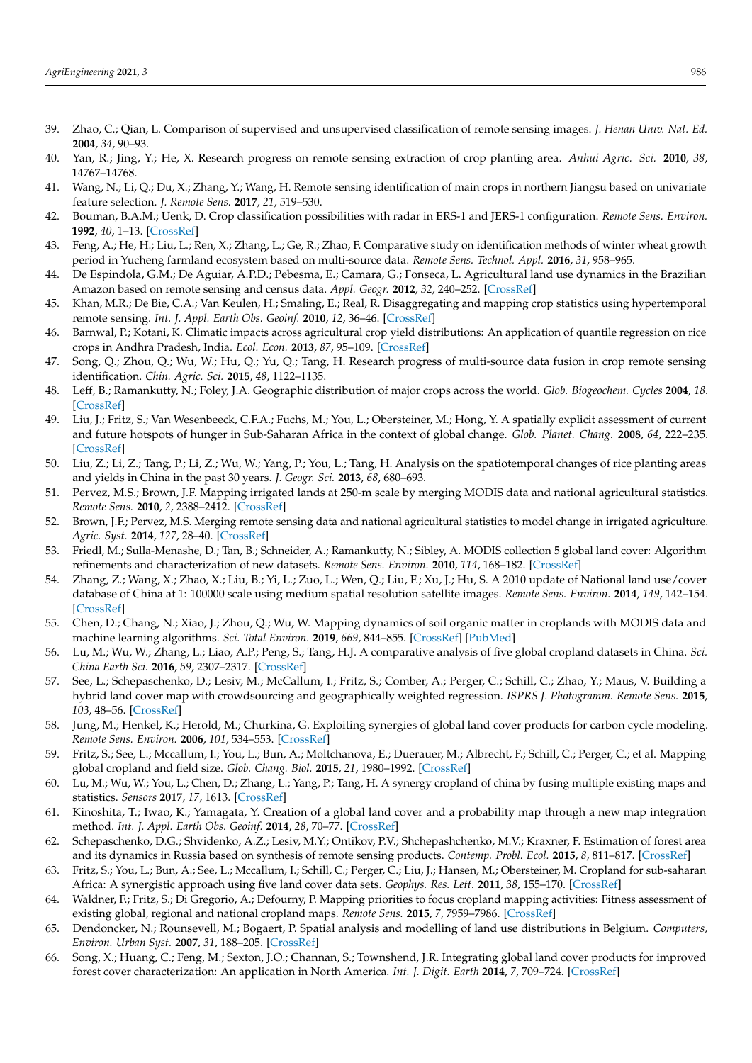39. Zhao, C.; Qian, L. Comparison of supervised and unsupervised classification of remote sensing images. *J. Henan Univ. Nat. Ed.* **2004**, *34*, 90–93.
40. Yan, R.; Jing, Y.; He, X. Research progress on remote sensing extraction of crop planting area. *Anhui Agric. Sci.* **2010**, *38*, 14767–14768.
41. Wang, N.; Li, Q.; Du, X.; Zhang, Y.; Wang, H. Remote sensing identification of main crops in northern Jiangsu based on univariate feature selection. *J. Remote Sens.* **2017**, *21*, 519–530.
42. Bouman, B.A.M.; Uenk, D. Crop classification possibilities with radar in ERS-1 and JERS-1 configuration. *Remote Sens. Environ.* **1992**, *40*, 1–13. [CrossRef]
43. Feng, A.; He, H.; Liu, L.; Ren, X.; Zhang, L.; Ge, R.; Zhao, F. Comparative study on identification methods of winter wheat growth period in Yucheng farmland ecosystem based on multi-source data. *Remote Sens. Technol. Appl.* **2016**, *31*, 958–965.
44. De Espindola, G.M.; De Aguiar, A.P.D.; Pebesma, E.; Camara, G.; Fonseca, L. Agricultural land use dynamics in the Brazilian Amazon based on remote sensing and census data. *Appl. Geogr.* **2012**, *32*, 240–252. [CrossRef]
45. Khan, M.R.; De Bie, C.A.; Van Keulen, H.; Smaling, E.; Real, R. Disaggregating and mapping crop statistics using hypertemporal remote sensing. *Int. J. Appl. Earth Obs. Geoinf.* **2010**, *12*, 36–46. [CrossRef]
46. Barnwal, P.; Kotani, K. Climatic impacts across agricultural crop yield distributions: An application of quantile regression on rice crops in Andhra Pradesh, India. *Ecol. Econ.* **2013**, *87*, 95–109. [CrossRef]
47. Song, Q.; Zhou, Q.; Wu, W.; Hu, Q.; Yu, Q.; Tang, H. Research progress of multi-source data fusion in crop remote sensing identification. *Chin. Agric. Sci.* **2015**, *48*, 1122–1135.
48. Leff, B.; Ramankutty, N.; Foley, J.A. Geographic distribution of major crops across the world. *Glob. Biogeochem. Cycles* **2004**, *18*. [CrossRef]
49. Liu, J.; Fritz, S.; Van Wesenbeeck, C.F.A.; Fuchs, M.; You, L.; Obersteiner, M.; Hong, Y. A spatially explicit assessment of current and future hotspots of hunger in Sub-Saharan Africa in the context of global change. *Glob. Planet. Chang.* **2008**, *64*, 222–235. [CrossRef]
50. Liu, Z.; Li, Z.; Tang, P.; Li, Z.; Wu, W.; Yang, P.; You, L.; Tang, H. Analysis on the spatiotemporal changes of rice planting areas and yields in China in the past 30 years. *J. Geogr. Sci.* **2013**, *68*, 680–693.
51. Pervez, M.S.; Brown, J.F. Mapping irrigated lands at 250-m scale by merging MODIS data and national agricultural statistics. *Remote Sens.* **2010**, *2*, 2388–2412. [CrossRef]
52. Brown, J.F.; Pervez, M.S. Merging remote sensing data and national agricultural statistics to model change in irrigated agriculture. *Agric. Syst.* **2014**, *127*, 28–40. [CrossRef]
53. Friedl, M.; Sulla-Menashe, D.; Tan, B.; Schneider, A.; Ramankutty, N.; Sibley, A. MODIS collection 5 global land cover: Algorithm refinements and characterization of new datasets. *Remote Sens. Environ.* **2010**, *114*, 168–182. [CrossRef]
54. Zhang, Z.; Wang, X.; Zhao, X.; Liu, B.; Yi, L.; Zuo, L.; Wen, Q.; Liu, F.; Xu, J.; Hu, S. A 2010 update of National land use/cover database of China at 1: 100000 scale using medium spatial resolution satellite images. *Remote Sens. Environ.* **2014**, *149*, 142–154. [CrossRef]
55. Chen, D.; Chang, N.; Xiao, J.; Zhou, Q.; Wu, W. Mapping dynamics of soil organic matter in croplands with MODIS data and machine learning algorithms. *Sci. Total Environ.* **2019**, *669*, 844–855. [CrossRef] [PubMed]
56. Lu, M.; Wu, W.; Zhang, L.; Liao, A.P.; Peng, S.; Tang, H.J. A comparative analysis of five global cropland datasets in China. *Sci. China Earth Sci.* **2016**, *59*, 2307–2317. [CrossRef]
57. See, L.; Schepaschenko, D.; Lesiv, M.; McCallum, I.; Fritz, S.; Comber, A.; Perger, C.; Schill, C.; Zhao, Y.; Maus, V. Building a hybrid land cover map with crowdsourcing and geographically weighted regression. *ISPRS J. Photogramm. Remote Sens.* **2015**, *103*, 48–56. [CrossRef]
58. Jung, M.; Henkel, K.; Herold, M.; Churkina, G. Exploiting synergies of global land cover products for carbon cycle modeling. *Remote Sens. Environ.* **2006**, *101*, 534–553. [CrossRef]
59. Fritz, S.; See, L.; Mccallum, I.; You, L.; Bun, A.; Moltchanova, E.; Duerauer, M.; Albrecht, F.; Schill, C.; Perger, C.; et al. Mapping global cropland and field size. *Glob. Chang. Biol.* **2015**, *21*, 1980–1992. [CrossRef]
60. Lu, M.; Wu, W.; You, L.; Chen, D.; Zhang, L.; Yang, P.; Tang, H. A synergy cropland of china by fusing multiple existing maps and statistics. *Sensors* **2017**, *17*, 1613. [CrossRef]
61. Kinoshita, T.; Iwao, K.; Yamagata, Y. Creation of a global land cover and a probability map through a new map integration method. *Int. J. Appl. Earth Obs. Geoinf.* **2014**, *28*, 70–77. [CrossRef]
62. Schepaschenko, D.G.; Shvidenko, A.Z.; Lesiv, M.Y.; Ontikov, P.V.; Shchepashchenko, M.V.; Kraxner, F. Estimation of forest area and its dynamics in Russia based on synthesis of remote sensing products. *Contemp. Probl. Ecol.* **2015**, *8*, 811–817. [CrossRef]
63. Fritz, S.; You, L.; Bun, A.; See, L.; Mccallum, I.; Schill, C.; Perger, C.; Liu, J.; Hansen, M.; Obersteiner, M. Cropland for sub-saharan Africa: A synergistic approach using five land cover data sets. *Geophys. Res. Lett.* **2011**, *38*, 155–170. [CrossRef]
64. Waldner, F.; Fritz, S.; Di Gregorio, A.; Defourny, P. Mapping priorities to focus cropland mapping activities: Fitness assessment of existing global, regional and national cropland maps. *Remote Sens.* **2015**, *7*, 7959–7986. [CrossRef]
65. Dendoncker, N.; Rounsevell, M.; Bogaert, P. Spatial analysis and modelling of land use distributions in Belgium. *Computers, Environ. Urban Syst.* **2007**, *31*, 188–205. [CrossRef]
66. Song, X.; Huang, C.; Feng, M.; Sexton, J.O.; Channan, S.; Townshend, J.R. Integrating global land cover products for improved forest cover characterization: An application in North America. *Int. J. Digit. Earth* **2014**, *7*, 709–724. [CrossRef]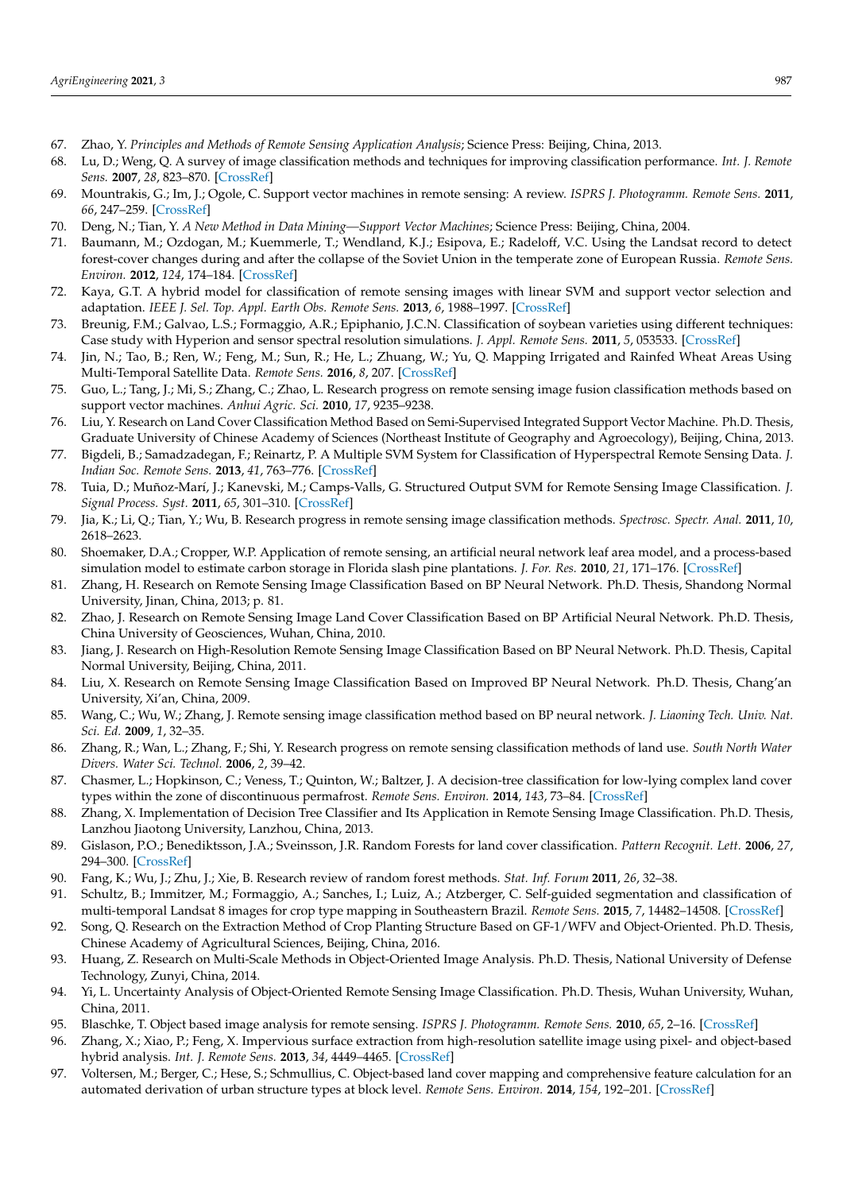67. Zhao, Y. *Principles and Methods of Remote Sensing Application Analysis*; Science Press: Beijing, China, 2013.
68. Lu, D.; Weng, Q. A survey of image classification methods and techniques for improving classification performance. *Int. J. Remote Sens.* **2007**, *28*, 823–870. [CrossRef]
69. Mountrakis, G.; Im, J.; Ogole, C. Support vector machines in remote sensing: A review. *ISPRS J. Photogramm. Remote Sens.* **2011**, *66*, 247–259. [CrossRef]
70. Deng, N.; Tian, Y. *A New Method in Data Mining—Support Vector Machines*; Science Press: Beijing, China, 2004.
71. Baumann, M.; Ozdogan, M.; Kuemmerle, T.; Wendland, K.J.; Esipova, E.; Radeloff, V.C. Using the Landsat record to detect forest-cover changes during and after the collapse of the Soviet Union in the temperate zone of European Russia. *Remote Sens. Environ.* **2012**, *124*, 174–184. [CrossRef]
72. Kaya, G.T. A hybrid model for classification of remote sensing images with linear SVM and support vector selection and adaptation. *IEEE J. Sel. Top. Appl. Earth Obs. Remote Sens.* **2013**, *6*, 1988–1997. [CrossRef]
73. Breunig, F.M.; Galvao, L.S.; Formaggio, A.R.; Epiphanio, J.C.N. Classification of soybean varieties using different techniques: Case study with Hyperion and sensor spectral resolution simulations. *J. Appl. Remote Sens.* **2011**, *5*, 053533. [CrossRef]
74. Jin, N.; Tao, B.; Ren, W.; Feng, M.; Sun, R.; He, L.; Zhuang, W.; Yu, Q. Mapping Irrigated and Rainfed Wheat Areas Using Multi-Temporal Satellite Data. *Remote Sens.* **2016**, *8*, 207. [CrossRef]
75. Guo, L.; Tang, J.; Mi, S.; Zhang, C.; Zhao, L. Research progress on remote sensing image fusion classification methods based on support vector machines. *Anhui Agric. Sci.* **2010**, *17*, 9235–9238.
76. Liu, Y. Research on Land Cover Classification Method Based on Semi-Supervised Integrated Support Vector Machine. Ph.D. Thesis, Graduate University of Chinese Academy of Sciences (Northeast Institute of Geography and Agroecology), Beijing, China, 2013.
77. Bigdeli, B.; Samadzadegan, F.; Reinartz, P. A Multiple SVM System for Classification of Hyperspectral Remote Sensing Data. *J. Indian Soc. Remote Sens.* **2013**, *41*, 763–776. [CrossRef]
78. Tuia, D.; Muñoz-Marí, J.; Kanevski, M.; Camps-Valls, G. Structured Output SVM for Remote Sensing Image Classification. *J. Signal Process. Syst.* **2011**, *65*, 301–310. [CrossRef]
79. Jia, K.; Li, Q.; Tian, Y.; Wu, B. Research progress in remote sensing image classification methods. *Spectrosc. Spectr. Anal.* **2011**, *10*, 2618–2623.
80. Shoemaker, D.A.; Cropper, W.P. Application of remote sensing, an artificial neural network leaf area model, and a process-based simulation model to estimate carbon storage in Florida slash pine plantations. *J. For. Res.* **2010**, *21*, 171–176. [CrossRef]
81. Zhang, H. Research on Remote Sensing Image Classification Based on BP Neural Network. Ph.D. Thesis, Shandong Normal University, Jinan, China, 2013; p. 81.
82. Zhao, J. Research on Remote Sensing Image Land Cover Classification Based on BP Artificial Neural Network. Ph.D. Thesis, China University of Geosciences, Wuhan, China, 2010.
83. Jiang, J. Research on High-Resolution Remote Sensing Image Classification Based on BP Neural Network. Ph.D. Thesis, Capital Normal University, Beijing, China, 2011.
84. Liu, X. Research on Remote Sensing Image Classification Based on Improved BP Neural Network. Ph.D. Thesis, Chang'an University, Xi'an, China, 2009.
85. Wang, C.; Wu, W.; Zhang, J. Remote sensing image classification method based on BP neural network. *J. Liaoning Tech. Univ. Nat. Sci. Ed.* **2009**, *1*, 32–35.
86. Zhang, R.; Wan, L.; Zhang, F.; Shi, Y. Research progress on remote sensing classification methods of land use. *South North Water Divers. Water Sci. Technol.* **2006**, *2*, 39–42.
87. Chasmer, L.; Hopkinson, C.; Veness, T.; Quinton, W.; Baltzer, J. A decision-tree classification for low-lying complex land cover types within the zone of discontinuous permafrost. *Remote Sens. Environ.* **2014**, *143*, 73–84. [CrossRef]
88. Zhang, X. Implementation of Decision Tree Classifier and Its Application in Remote Sensing Image Classification. Ph.D. Thesis, Lanzhou Jiaotong University, Lanzhou, China, 2013.
89. Gislason, P.O.; Benediktsson, J.A.; Sveinsson, J.R. Random Forests for land cover classification. *Pattern Recognit. Lett.* **2006**, *27*, 294–300. [CrossRef]
90. Fang, K.; Wu, J.; Zhu, J.; Xie, B. Research review of random forest methods. *Stat. Inf. Forum* **2011**, *26*, 32–38.
91. Schultz, B.; Immitzer, M.; Formaggio, A.; Sanches, I.; Luiz, A.; Atzberger, C. Self-guided segmentation and classification of multi-temporal Landsat 8 images for crop type mapping in Southeastern Brazil. *Remote Sens.* **2015**, *7*, 14482–14508. [CrossRef]
92. Song, Q. Research on the Extraction Method of Crop Planting Structure Based on GF-1/WFV and Object-Oriented. Ph.D. Thesis, Chinese Academy of Agricultural Sciences, Beijing, China, 2016.
93. Huang, Z. Research on Multi-Scale Methods in Object-Oriented Image Analysis. Ph.D. Thesis, National University of Defense Technology, Zunyi, China, 2014.
94. Yi, L. Uncertainty Analysis of Object-Oriented Remote Sensing Image Classification. Ph.D. Thesis, Wuhan University, Wuhan, China, 2011.
95. Blaschke, T. Object based image analysis for remote sensing. *ISPRS J. Photogramm. Remote Sens.* **2010**, *65*, 2–16. [CrossRef]
96. Zhang, X.; Xiao, P.; Feng, X. Impervious surface extraction from high-resolution satellite image using pixel- and object-based hybrid analysis. *Int. J. Remote Sens.* **2013**, *34*, 4449–4465. [CrossRef]
97. Voltersen, M.; Berger, C.; Hese, S.; Schmullius, C. Object-based land cover mapping and comprehensive feature calculation for an automated derivation of urban structure types at block level. *Remote Sens. Environ.* **2014**, *154*, 192–201. [CrossRef]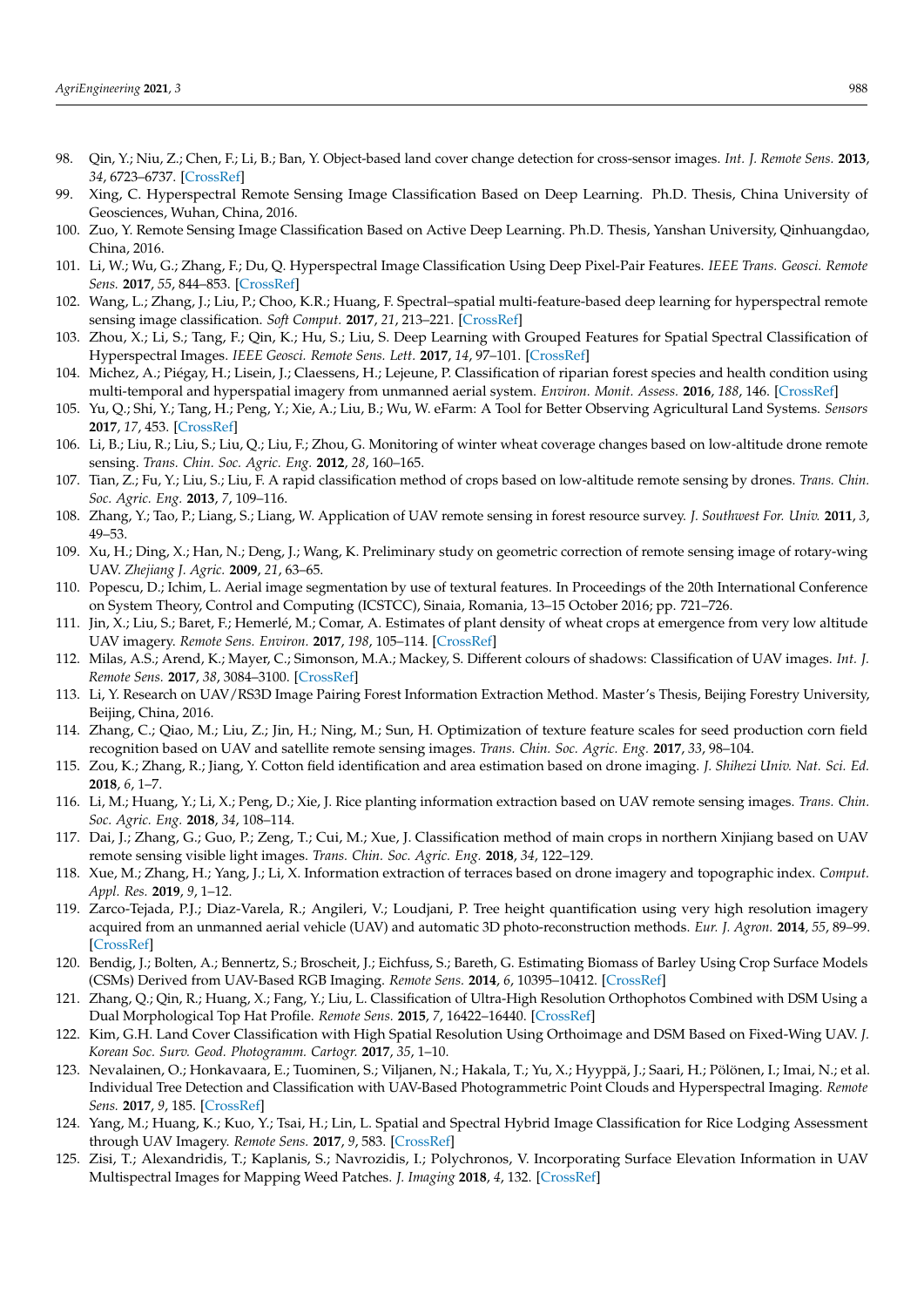98. Qin, Y.; Niu, Z.; Chen, F.; Li, B.; Ban, Y. Object-based land cover change detection for cross-sensor images. *Int. J. Remote Sens.* **2013**, *34*, 6723–6737. [CrossRef]
99. Xing, C. Hyperspectral Remote Sensing Image Classification Based on Deep Learning. Ph.D. Thesis, China University of Geosciences, Wuhan, China, 2016.
100. Zuo, Y. Remote Sensing Image Classification Based on Active Deep Learning. Ph.D. Thesis, Yanshan University, Qinhuangdao, China, 2016.
101. Li, W.; Wu, G.; Zhang, F.; Du, Q. Hyperspectral Image Classification Using Deep Pixel-Pair Features. *IEEE Trans. Geosci. Remote Sens.* **2017**, *55*, 844–853. [CrossRef]
102. Wang, L.; Zhang, J.; Liu, P.; Choo, K.R.; Huang, F. Spectral–spatial multi-feature-based deep learning for hyperspectral remote sensing image classification. *Soft Comput.* **2017**, *21*, 213–221. [CrossRef]
103. Zhou, X.; Li, S.; Tang, F.; Qin, K.; Hu, S.; Liu, S. Deep Learning with Grouped Features for Spatial Spectral Classification of Hyperspectral Images. *IEEE Geosci. Remote Sens. Lett.* **2017**, *14*, 97–101. [CrossRef]
104. Michez, A.; Piégay, H.; Lisein, J.; Claessens, H.; Lejeune, P. Classification of riparian forest species and health condition using multi-temporal and hyperspatial imagery from unmanned aerial system. *Environ. Monit. Assess.* **2016**, *188*, 146. [CrossRef]
105. Yu, Q.; Shi, Y.; Tang, H.; Peng, Y.; Xie, A.; Liu, B.; Wu, W. eFarm: A Tool for Better Observing Agricultural Land Systems. *Sensors* **2017**, *17*, 453. [CrossRef]
106. Li, B.; Liu, R.; Liu, S.; Liu, Q.; Liu, F.; Zhou, G. Monitoring of winter wheat coverage changes based on low-altitude drone remote sensing. *Trans. Chin. Soc. Agric. Eng.* **2012**, *28*, 160–165.
107. Tian, Z.; Fu, Y.; Liu, S.; Liu, F. A rapid classification method of crops based on low-altitude remote sensing by drones. *Trans. Chin. Soc. Agric. Eng.* **2013**, *7*, 109–116.
108. Zhang, Y.; Tao, P.; Liang, S.; Liang, W. Application of UAV remote sensing in forest resource survey. *J. Southwest For. Univ.* **2011**, *3*, 49–53.
109. Xu, H.; Ding, X.; Han, N.; Deng, J.; Wang, K. Preliminary study on geometric correction of remote sensing image of rotary-wing UAV. *Zhejiang J. Agric.* **2009**, *21*, 63–65.
110. Popescu, D.; Ichim, L. Aerial image segmentation by use of textural features. In Proceedings of the 20th International Conference on System Theory, Control and Computing (ICSTCC), Sinaia, Romania, 13–15 October 2016; pp. 721–726.
111. Jin, X.; Liu, S.; Baret, F.; Hemerlé, M.; Comar, A. Estimates of plant density of wheat crops at emergence from very low altitude UAV imagery. *Remote Sens. Environ.* **2017**, *198*, 105–114. [CrossRef]
112. Milas, A.S.; Arend, K.; Mayer, C.; Simonson, M.A.; Mackey, S. Different colours of shadows: Classification of UAV images. *Int. J. Remote Sens.* **2017**, *38*, 3084–3100. [CrossRef]
113. Li, Y. Research on UAV/RS3D Image Pairing Forest Information Extraction Method. Master's Thesis, Beijing Forestry University, Beijing, China, 2016.
114. Zhang, C.; Qiao, M.; Liu, Z.; Jin, H.; Ning, M.; Sun, H. Optimization of texture feature scales for seed production corn field recognition based on UAV and satellite remote sensing images. *Trans. Chin. Soc. Agric. Eng.* **2017**, *33*, 98–104.
115. Zou, K.; Zhang, R.; Jiang, Y. Cotton field identification and area estimation based on drone imaging. *J. Shihezi Univ. Nat. Sci. Ed.* **2018**, *6*, 1–7.
116. Li, M.; Huang, Y.; Li, X.; Peng, D.; Xie, J. Rice planting information extraction based on UAV remote sensing images. *Trans. Chin. Soc. Agric. Eng.* **2018**, *34*, 108–114.
117. Dai, J.; Zhang, G.; Guo, P.; Zeng, T.; Cui, M.; Xue, J. Classification method of main crops in northern Xinjiang based on UAV remote sensing visible light images. *Trans. Chin. Soc. Agric. Eng.* **2018**, *34*, 122–129.
118. Xue, M.; Zhang, H.; Yang, J.; Li, X. Information extraction of terraces based on drone imagery and topographic index. *Comput. Appl. Res.* **2019**, *9*, 1–12.
119. Zarco-Tejada, P.J.; Diaz-Varela, R.; Angileri, V.; Loudjani, P. Tree height quantification using very high resolution imagery acquired from an unmanned aerial vehicle (UAV) and automatic 3D photo-reconstruction methods. *Eur. J. Agron.* **2014**, *55*, 89–99. [CrossRef]
120. Bendig, J.; Bolten, A.; Bennertz, S.; Broscheit, J.; Eichfuss, S.; Bareth, G. Estimating Biomass of Barley Using Crop Surface Models (CSMs) Derived from UAV-Based RGB Imaging. *Remote Sens.* **2014**, *6*, 10395–10412. [CrossRef]
121. Zhang, Q.; Qin, R.; Huang, X.; Fang, Y.; Liu, L. Classification of Ultra-High Resolution Orthophotos Combined with DSM Using a Dual Morphological Top Hat Profile. *Remote Sens.* **2015**, *7*, 16422–16440. [CrossRef]
122. Kim, G.H. Land Cover Classification with High Spatial Resolution Using Orthoimage and DSM Based on Fixed-Wing UAV. *J. Korean Soc. Surv. Geod. Photogramm. Cartogr.* **2017**, *35*, 1–10.
123. Nevalainen, O.; Honkavaara, E.; Tuominen, S.; Viljanen, N.; Hakala, T.; Yu, X.; Hyyppä, J.; Saari, H.; Pölönen, I.; Imai, N.; et al. Individual Tree Detection and Classification with UAV-Based Photogrammetric Point Clouds and Hyperspectral Imaging. *Remote Sens.* **2017**, *9*, 185. [CrossRef]
124. Yang, M.; Huang, K.; Kuo, Y.; Tsai, H.; Lin, L. Spatial and Spectral Hybrid Image Classification for Rice Lodging Assessment through UAV Imagery. *Remote Sens.* **2017**, *9*, 583. [CrossRef]
125. Zisi, T.; Alexandridis, T.; Kaplanis, S.; Navrozidis, I.; Polychronos, V. Incorporating Surface Elevation Information in UAV Multispectral Images for Mapping Weed Patches. *J. Imaging* **2018**, *4*, 132. [CrossRef]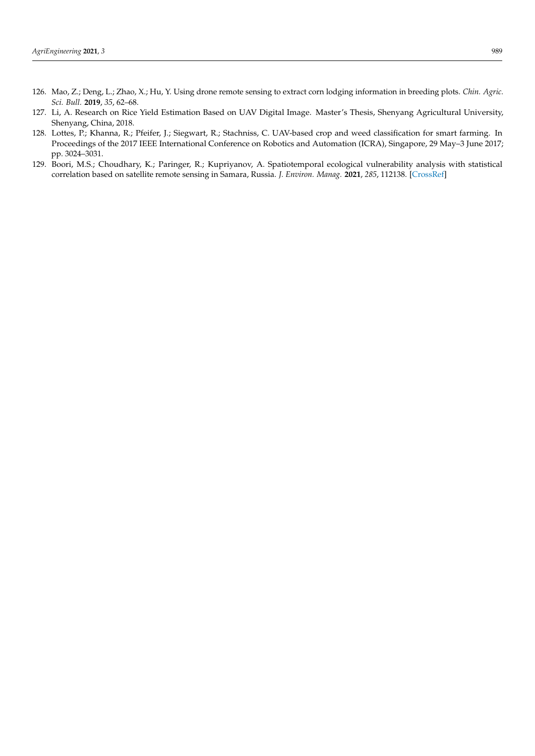126. Mao, Z.; Deng, L.; Zhao, X.; Hu, Y. Using drone remote sensing to extract corn lodging information in breeding plots. *Chin. Agric. Sci. Bull.* **2019**, *35*, 62–68.
127. Li, A. Research on Rice Yield Estimation Based on UAV Digital Image. Master's Thesis, Shenyang Agricultural University, Shenyang, China, 2018.
128. Lottes, P.; Khanna, R.; Pfeifer, J.; Siegwart, R.; Stachniss, C. UAV-based crop and weed classification for smart farming. In Proceedings of the 2017 IEEE International Conference on Robotics and Automation (ICRA), Singapore, 29 May–3 June 2017; pp. 3024–3031.
129. Boori, M.S.; Choudhary, K.; Paringer, R.; Kupriyanov, A. Spatiotemporal ecological vulnerability analysis with statistical correlation based on satellite remote sensing in Samara, Russia. *J. Environ. Manag.* **2021**, *285*, 112138. [CrossRef]